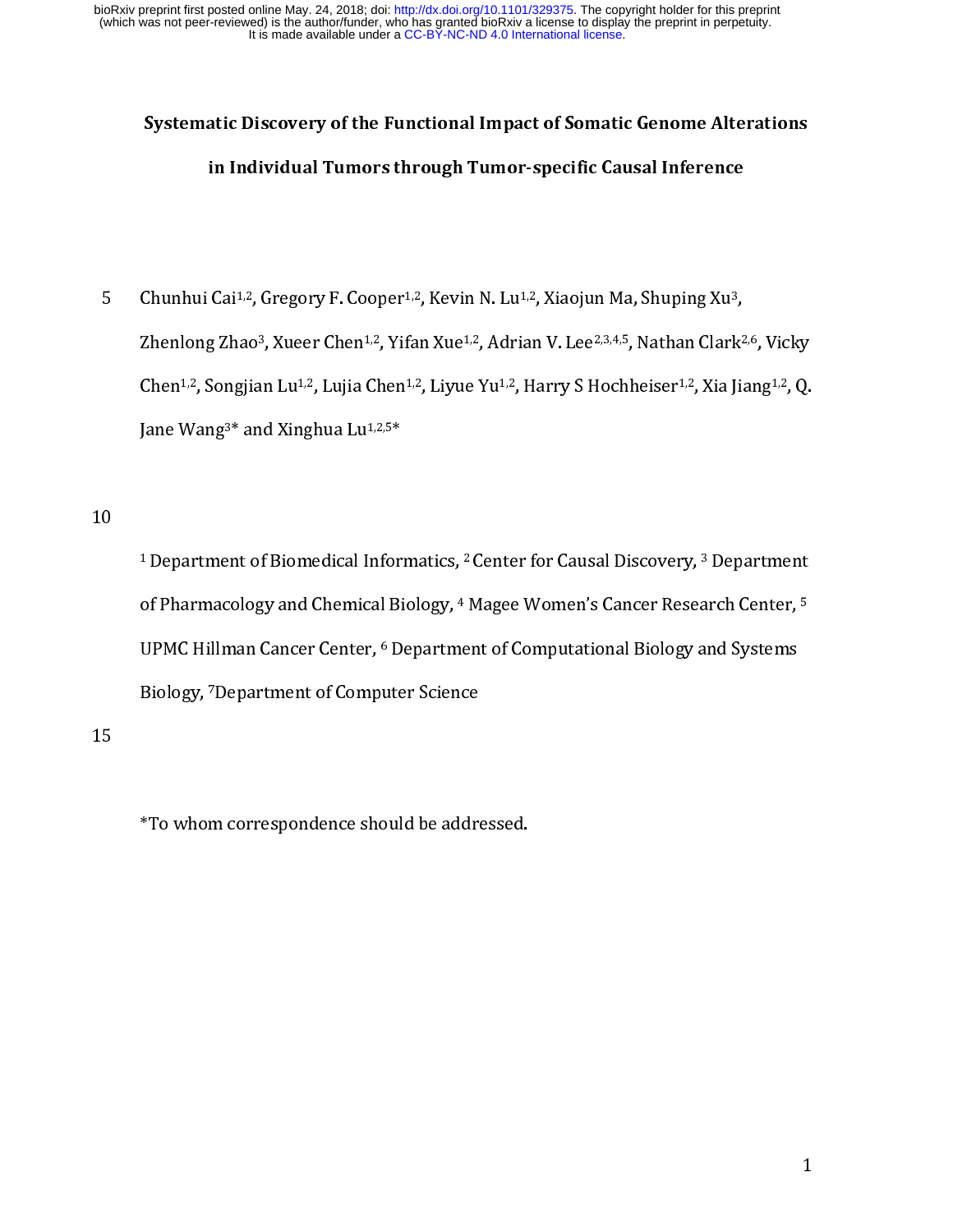# Systematic Discovery of the Functional Impact of Somatic Genome Alterations in Individual Tumors through Tumor-specific Causal Inference

Chunhui Cai[1,2], Gregory F. Cooper[1,2], Kevin N. Lu[1,2], Xiaojun Ma, Shuping Xu[3], Zhenlong Zhao[3], Xueer Chen[1,2], Yifan Xue[1,2], Adrian V. Lee[2,3,4,5], Nathan Clark[2,6], Vicky Chen[1,2], Songjian Lu[1,2], Lujia Chen[1,2], Liyue Yu[1,2], Harry S Hochheiser[1,2], Xia Jiang[1,2], Q. Jane Wang[3]* and Xinghua Lu[1,2,5]*

[1] Department of Biomedical Informatics, [2] Center for Causal Discovery, [3] Department of Pharmacology and Chemical Biology, [4] Magee Women's Cancer Research Center, [5] UPMC Hillman Cancer Center, [6] Department of Computational Biology and Systems Biology, [7]Department of Computer Science

*To whom correspondence should be addressed.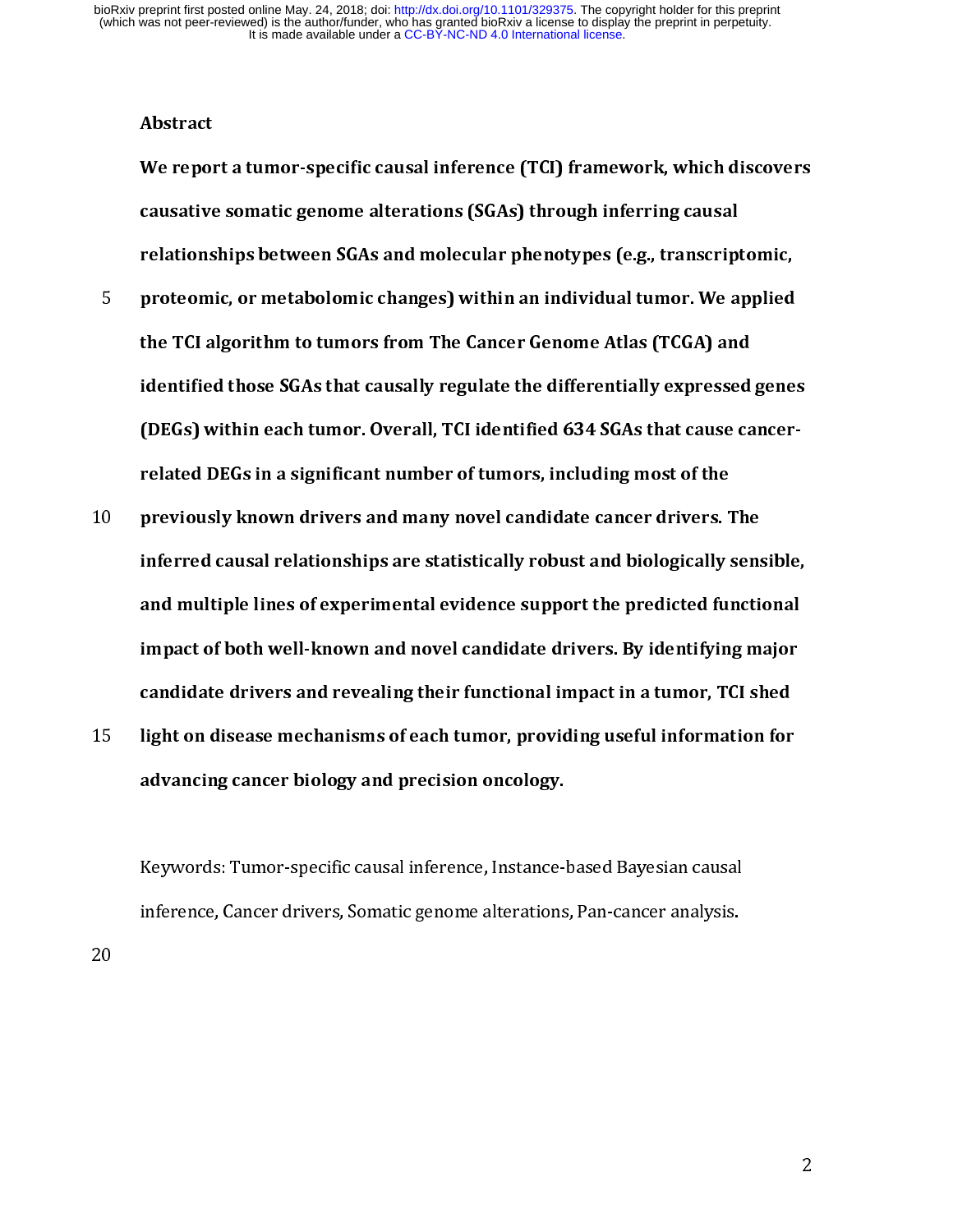## Abstract

**We report a tumor-specific causal inference (TCI) framework, which discovers causative somatic genome alterations (SGAs) through inferring causal relationships between SGAs and molecular phenotypes (e.g., transcriptomic, proteomic, or metabolomic changes) within an individual tumor. We applied the TCI algorithm to tumors from The Cancer Genome Atlas (TCGA) and identified those SGAs that causally regulate the differentially expressed genes (DEGs) within each tumor. Overall, TCI identified 634 SGAs that cause cancer-related DEGs in a significant number of tumors, including most of the previously known drivers and many novel candidate cancer drivers. The inferred causal relationships are statistically robust and biologically sensible, and multiple lines of experimental evidence support the predicted functional impact of both well-known and novel candidate drivers. By identifying major candidate drivers and revealing their functional impact in a tumor, TCI shed light on disease mechanisms of each tumor, providing useful information for advancing cancer biology and precision oncology.**

Keywords: Tumor-specific causal inference, Instance-based Bayesian causal inference, Cancer drivers, Somatic genome alterations, Pan-cancer analysis.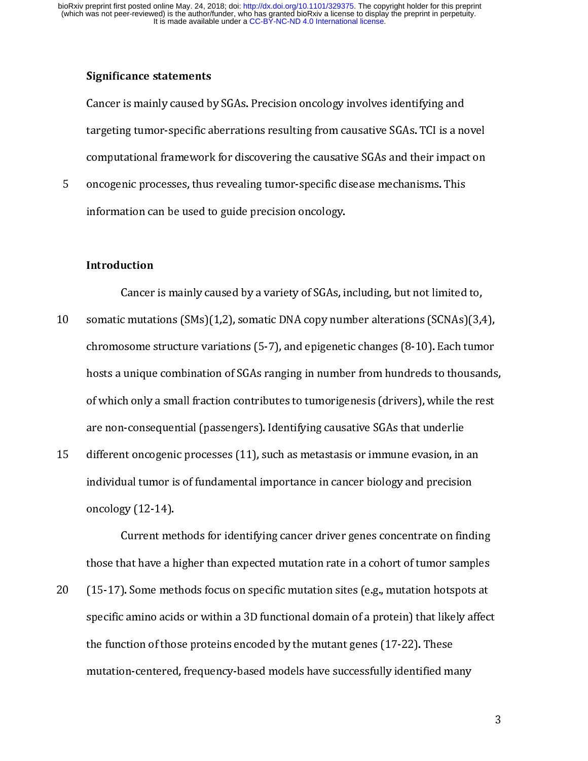## Significance statements

Cancer is mainly caused by SGAs. Precision oncology involves identifying and targeting tumor-specific aberrations resulting from causative SGAs. TCI is a novel computational framework for discovering the causative SGAs and their impact on oncogenic processes, thus revealing tumor-specific disease mechanisms. This information can be used to guide precision oncology.

## Introduction

Cancer is mainly caused by a variety of SGAs, including, but not limited to, somatic mutations (SMs)(1,2), somatic DNA copy number alterations (SCNAs)(3,4), chromosome structure variations (5-7), and epigenetic changes (8-10). Each tumor hosts a unique combination of SGAs ranging in number from hundreds to thousands, of which only a small fraction contributes to tumorigenesis (drivers), while the rest are non-consequential (passengers). Identifying causative SGAs that underlie different oncogenic processes (11), such as metastasis or immune evasion, in an individual tumor is of fundamental importance in cancer biology and precision oncology (12-14).

Current methods for identifying cancer driver genes concentrate on finding those that have a higher than expected mutation rate in a cohort of tumor samples (15-17). Some methods focus on specific mutation sites (e.g., mutation hotspots at specific amino acids or within a 3D functional domain of a protein) that likely affect the function of those proteins encoded by the mutant genes (17-22). These mutation-centered, frequency-based models have successfully identified many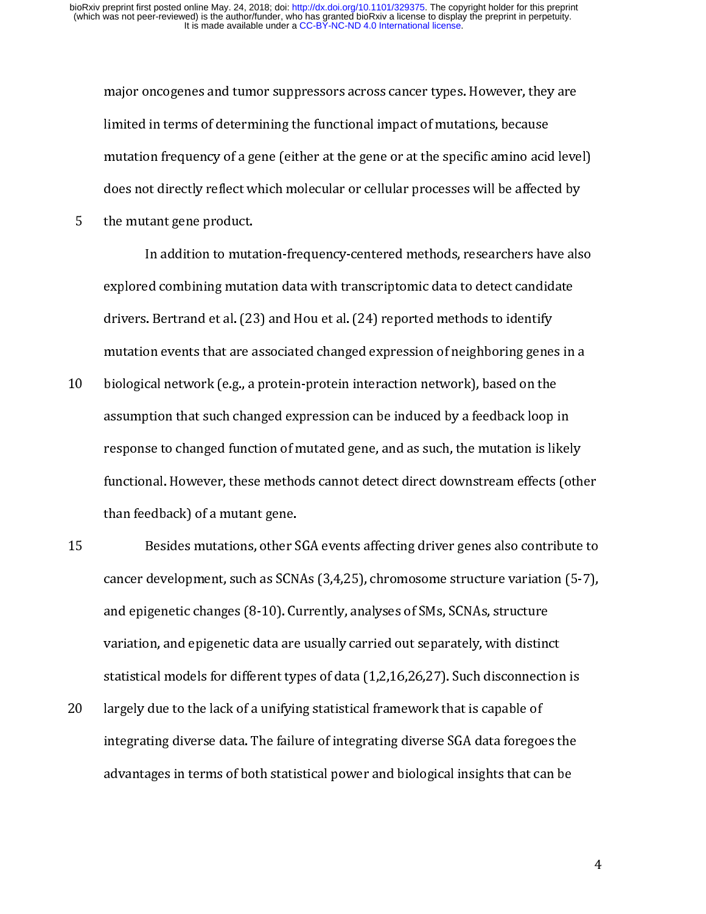major oncogenes and tumor suppressors across cancer types. However, they are limited in terms of determining the functional impact of mutations, because mutation frequency of a gene (either at the gene or at the specific amino acid level) does not directly reflect which molecular or cellular processes will be affected by the mutant gene product.

In addition to mutation-frequency-centered methods, researchers have also explored combining mutation data with transcriptomic data to detect candidate drivers. Bertrand et al. (23) and Hou et al. (24) reported methods to identify mutation events that are associated changed expression of neighboring genes in a biological network (e.g., a protein-protein interaction network), based on the assumption that such changed expression can be induced by a feedback loop in response to changed function of mutated gene, and as such, the mutation is likely functional. However, these methods cannot detect direct downstream effects (other than feedback) of a mutant gene.

Besides mutations, other SGA events affecting driver genes also contribute to cancer development, such as SCNAs (3,4,25), chromosome structure variation (5-7), and epigenetic changes (8-10). Currently, analyses of SMs, SCNAs, structure variation, and epigenetic data are usually carried out separately, with distinct statistical models for different types of data (1,2,16,26,27). Such disconnection is largely due to the lack of a unifying statistical framework that is capable of integrating diverse data. The failure of integrating diverse SGA data foregoes the advantages in terms of both statistical power and biological insights that can be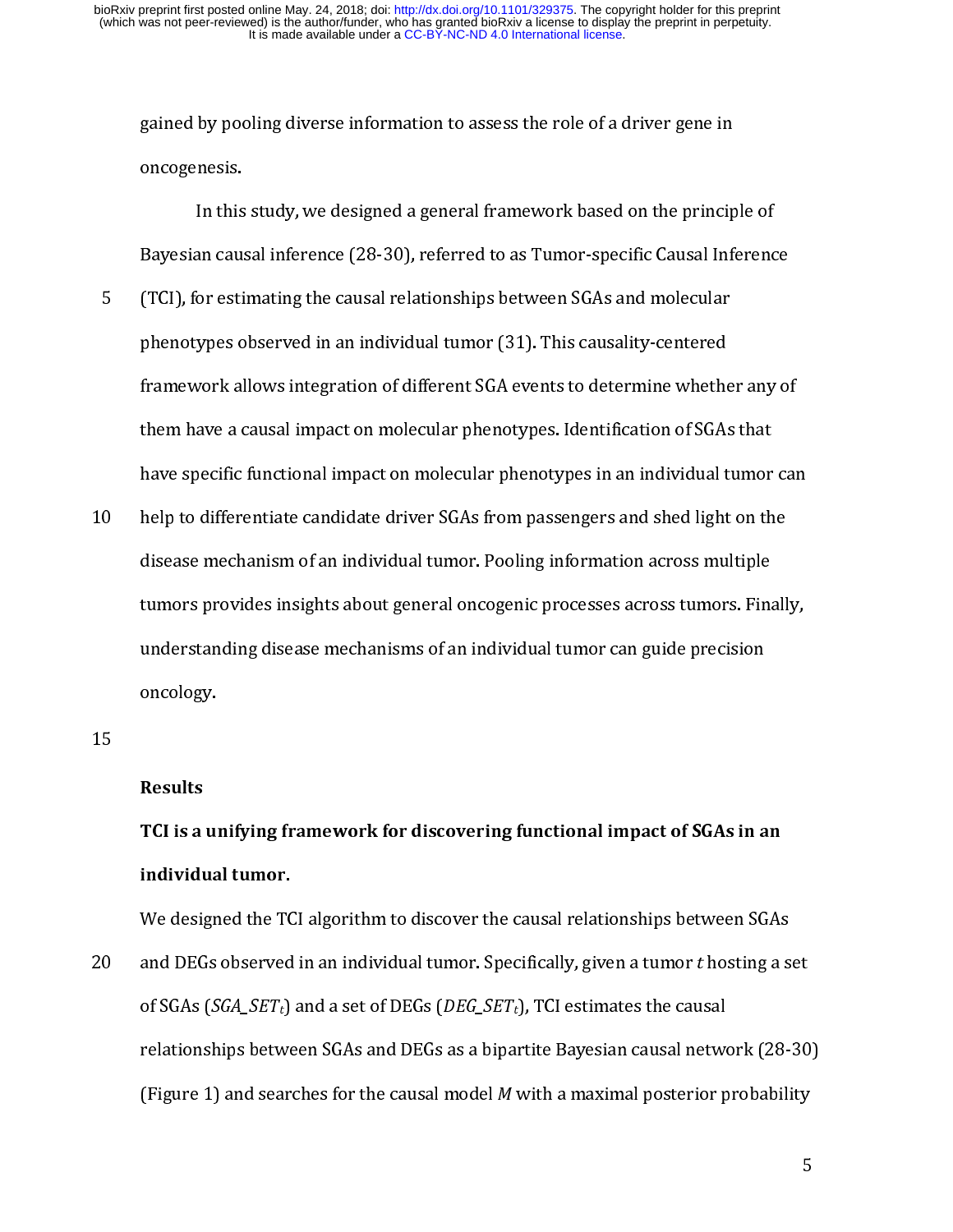gained by pooling diverse information to assess the role of a driver gene in oncogenesis.

In this study, we designed a general framework based on the principle of Bayesian causal inference (28-30), referred to as Tumor-specific Causal Inference (TCI), for estimating the causal relationships between SGAs and molecular phenotypes observed in an individual tumor (31). This causality-centered framework allows integration of different SGA events to determine whether any of them have a causal impact on molecular phenotypes. Identification of SGAs that have specific functional impact on molecular phenotypes in an individual tumor can help to differentiate candidate driver SGAs from passengers and shed light on the disease mechanism of an individual tumor. Pooling information across multiple tumors provides insights about general oncogenic processes across tumors. Finally, understanding disease mechanisms of an individual tumor can guide precision oncology.

## Results

### TCI is a unifying framework for discovering functional impact of SGAs in an individual tumor.

We designed the TCI algorithm to discover the causal relationships between SGAs and DEGs observed in an individual tumor. Specifically, given a tumor $t$ hosting a set of SGAs ($SGA\_SET_t$) and a set of DEGs ($DEG\_SET_t$), TCI estimates the causal relationships between SGAs and DEGs as a bipartite Bayesian causal network (28-30) (Figure 1) and searches for the causal model $M$ with a maximal posterior probability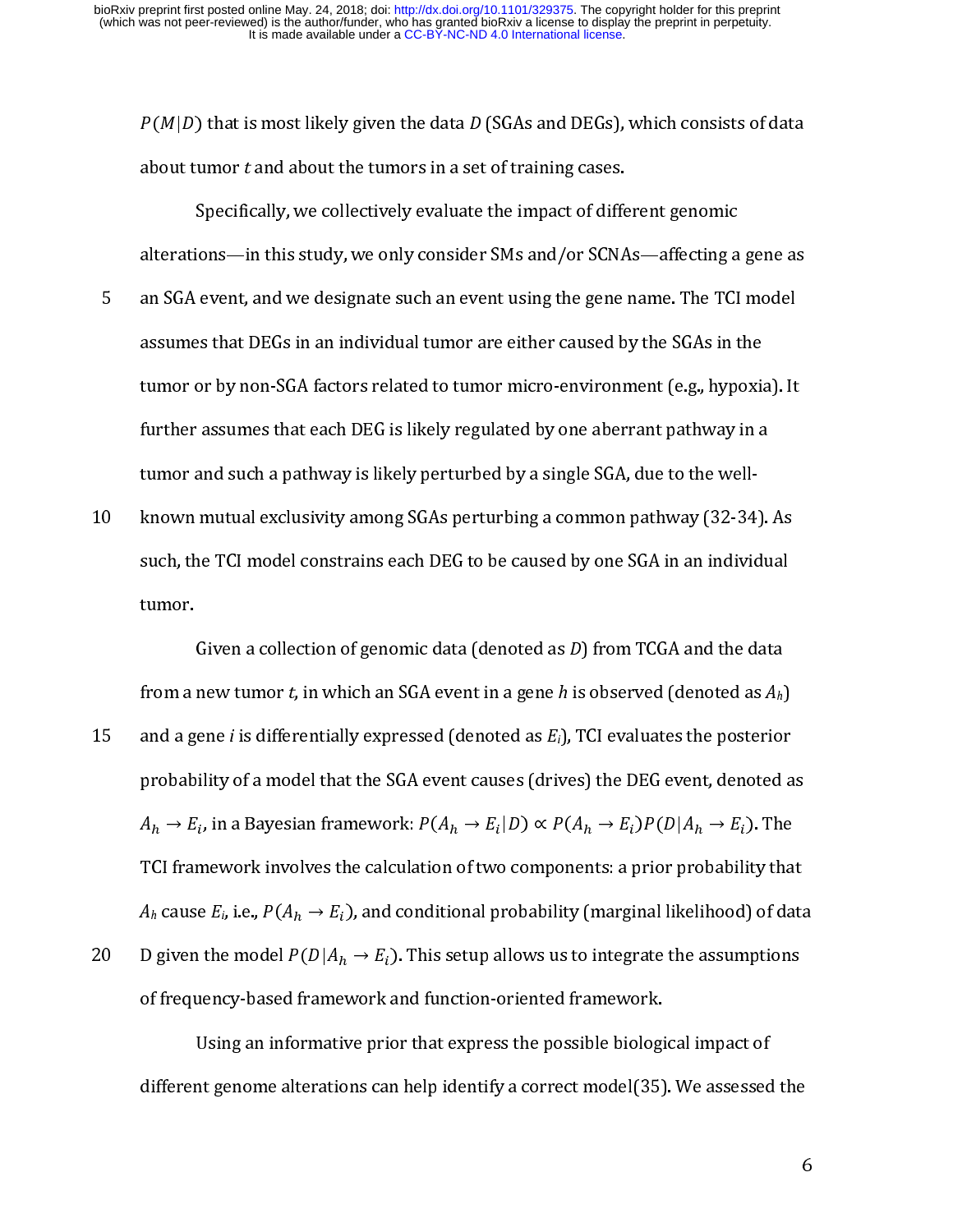$P(M|D)$ that is most likely given the data $D$ (SGAs and DEGs), which consists of data about tumor $t$ and about the tumors in a set of training cases.

Specifically, we collectively evaluate the impact of different genomic alterations—in this study, we only consider SMs and/or SCNAs—affecting a gene as an SGA event, and we designate such an event using the gene name. The TCI model assumes that DEGs in an individual tumor are either caused by the SGAs in the tumor or by non-SGA factors related to tumor micro-environment (e.g., hypoxia). It further assumes that each DEG is likely regulated by one aberrant pathway in a tumor and such a pathway is likely perturbed by a single SGA, due to the well-known mutual exclusivity among SGAs perturbing a common pathway (32-34). As such, the TCI model constrains each DEG to be caused by one SGA in an individual tumor.

Given a collection of genomic data (denoted as $D$) from TCGA and the data from a new tumor $t$, in which an SGA event in a gene $h$ is observed (denoted as $A_h$) and a gene $i$ is differentially expressed (denoted as $E_i$), TCI evaluates the posterior probability of a model that the SGA event causes (drives) the DEG event, denoted as $A_h \rightarrow E_i$, in a Bayesian framework: $P(A_h \rightarrow E_i|D) \propto P(A_h \rightarrow E_i)P(D|A_h \rightarrow E_i)$. The TCI framework involves the calculation of two components: a prior probability that $A_h$ cause $E_i$, i.e., $P(A_h \rightarrow E_i)$, and conditional probability (marginal likelihood) of data D given the model $P(D|A_h \rightarrow E_i)$. This setup allows us to integrate the assumptions of frequency-based framework and function-oriented framework.

Using an informative prior that express the possible biological impact of different genome alterations can help identify a correct model(35). We assessed the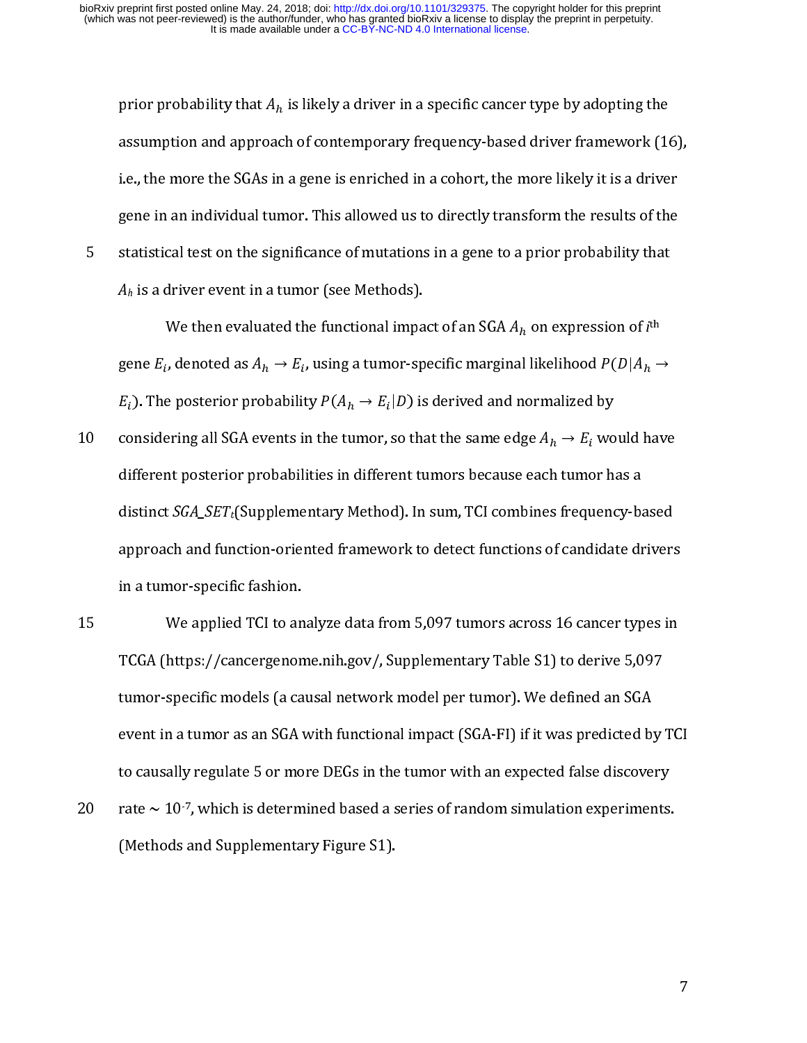prior probability that $A_h$ is likely a driver in a specific cancer type by adopting the assumption and approach of contemporary frequency-based driver framework (16), i.e., the more the SGAs in a gene is enriched in a cohort, the more likely it is a driver gene in an individual tumor. This allowed us to directly transform the results of the statistical test on the significance of mutations in a gene to a prior probability that $A_h$ is a driver event in a tumor (see Methods).

We then evaluated the functional impact of an SGA $A_h$ on expression of $i^{th}$ gene $E_i$, denoted as $A_h \rightarrow E_i$, using a tumor-specific marginal likelihood $P(D|A_h \rightarrow E_i)$. The posterior probability $P(A_h \rightarrow E_i|D)$ is derived and normalized by considering all SGA events in the tumor, so that the same edge $A_h \rightarrow E_i$ would have different posterior probabilities in different tumors because each tumor has a distinct $SGA\_SET_t$(Supplementary Method). In sum, TCI combines frequency-based approach and function-oriented framework to detect functions of candidate drivers in a tumor-specific fashion.

We applied TCI to analyze data from 5,097 tumors across 16 cancer types in TCGA (https://cancergenome.nih.gov/, Supplementary Table S1) to derive 5,097 tumor-specific models (a causal network model per tumor). We defined an SGA event in a tumor as an SGA with functional impact (SGA-FI) if it was predicted by TCI to causally regulate 5 or more DEGs in the tumor with an expected false discovery rate ~ $10^{-7}$, which is determined based a series of random simulation experiments. (Methods and Supplementary Figure S1).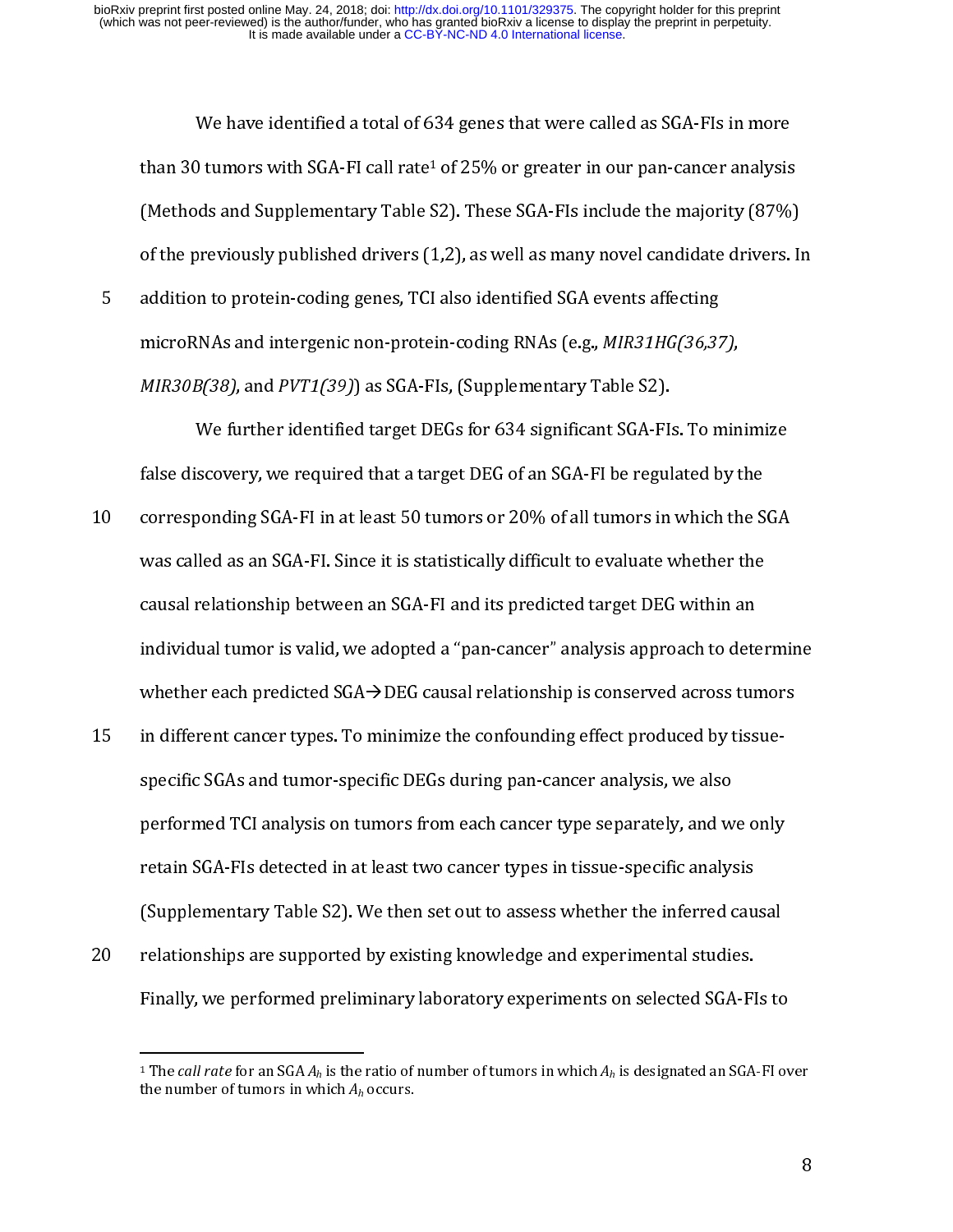We have identified a total of 634 genes that were called as SGA-FIs in more than 30 tumors with SGA-FI call rate[1] of 25% or greater in our pan-cancer analysis (Methods and Supplementary Table S2). These SGA-FIs include the majority (87%) of the previously published drivers (1,2), as well as many novel candidate drivers. In addition to protein-coding genes, TCI also identified SGA events affecting microRNAs and intergenic non-protein-coding RNAs (e.g., *MIR31HG(36,37)*, *MIR30B(38)*, and *PVT1(39)*) as SGA-FIs, (Supplementary Table S2).

We further identified target DEGs for 634 significant SGA-FIs. To minimize false discovery, we required that a target DEG of an SGA-FI be regulated by the corresponding SGA-FI in at least 50 tumors or 20% of all tumors in which the SGA was called as an SGA-FI. Since it is statistically difficult to evaluate whether the causal relationship between an SGA-FI and its predicted target DEG within an individual tumor is valid, we adopted a "pan-cancer" analysis approach to determine whether each predicted SGA→DEG causal relationship is conserved across tumors in different cancer types. To minimize the confounding effect produced by tissue-specific SGAs and tumor-specific DEGs during pan-cancer analysis, we also performed TCI analysis on tumors from each cancer type separately, and we only retain SGA-FIs detected in at least two cancer types in tissue-specific analysis (Supplementary Table S2). We then set out to assess whether the inferred causal relationships are supported by existing knowledge and experimental studies. Finally, we performed preliminary laboratory experiments on selected SGA-FIs to

[1] The *call rate* for an SGA $A_h$ is the ratio of number of tumors in which $A_h$ is designated an SGA-FI over the number of tumors in which $A_h$ occurs.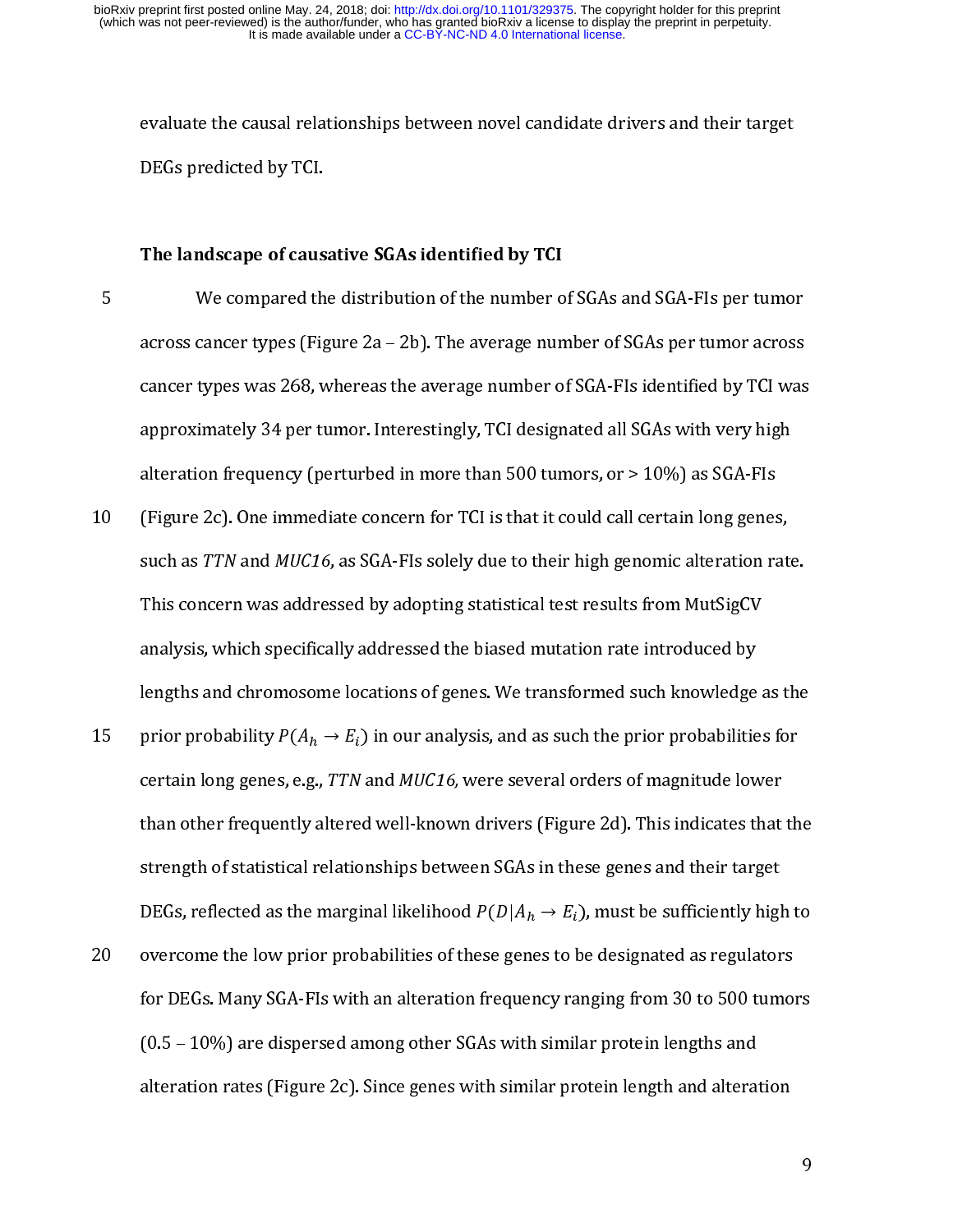evaluate the causal relationships between novel candidate drivers and their target DEGs predicted by TCI.

### The landscape of causative SGAs identified by TCI

We compared the distribution of the number of SGAs and SGA-FIs per tumor across cancer types (Figure 2a – 2b). The average number of SGAs per tumor across cancer types was 268, whereas the average number of SGA-FIs identified by TCI was approximately 34 per tumor. Interestingly, TCI designated all SGAs with very high alteration frequency (perturbed in more than 500 tumors, or > 10%) as SGA-FIs (Figure 2c). One immediate concern for TCI is that it could call certain long genes, such as *TTN* and *MUC16*, as SGA-FIs solely due to their high genomic alteration rate. This concern was addressed by adopting statistical test results from MutSigCV analysis, which specifically addressed the biased mutation rate introduced by lengths and chromosome locations of genes. We transformed such knowledge as the prior probability $P(A_h \rightarrow E_i)$ in our analysis, and as such the prior probabilities for certain long genes, e.g., *TTN* and *MUC16,* were several orders of magnitude lower than other frequently altered well-known drivers (Figure 2d). This indicates that the strength of statistical relationships between SGAs in these genes and their target DEGs, reflected as the marginal likelihood $P(D|A_h \rightarrow E_i)$, must be sufficiently high to overcome the low prior probabilities of these genes to be designated as regulators for DEGs. Many SGA-FIs with an alteration frequency ranging from 30 to 500 tumors (0.5 – 10%) are dispersed among other SGAs with similar protein lengths and alteration rates (Figure 2c). Since genes with similar protein length and alteration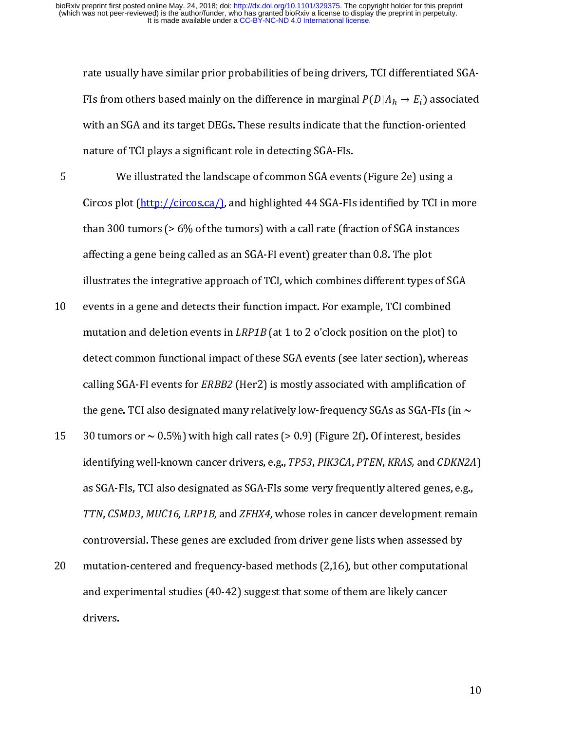rate usually have similar prior probabilities of being drivers, TCI differentiated SGA-FIs from others based mainly on the difference in marginal $P(D|A_h \rightarrow E_i)$ associated with an SGA and its target DEGs. These results indicate that the function-oriented nature of TCI plays a significant role in detecting SGA-FIs.

We illustrated the landscape of common SGA events (Figure 2e) using a Circos plot (http://circos.ca/), and highlighted 44 SGA-FIs identified by TCI in more than 300 tumors (> 6% of the tumors) with a call rate (fraction of SGA instances affecting a gene being called as an SGA-FI event) greater than 0.8. The plot illustrates the integrative approach of TCI, which combines different types of SGA events in a gene and detects their function impact. For example, TCI combined mutation and deletion events in *LRP1B* (at 1 to 2 o'clock position on the plot) to detect common functional impact of these SGA events (see later section), whereas calling SGA-FI events for *ERBB2* (Her2) is mostly associated with amplification of the gene. TCI also designated many relatively low-frequency SGAs as SGA-FIs (in ~ 30 tumors or ~ 0.5%) with high call rates (> 0.9) (Figure 2f). Of interest, besides identifying well-known cancer drivers, e.g., *TP53*, *PIK3CA*, *PTEN*, *KRAS,* and *CDKN2A*) as SGA-FIs, TCI also designated as SGA-FIs some very frequently altered genes, e.g., *TTN*, *CSMD3*, *MUC16, LRP1B,* and *ZFHX4*, whose roles in cancer development remain controversial. These genes are excluded from driver gene lists when assessed by mutation-centered and frequency-based methods (2,16), but other computational and experimental studies (40-42) suggest that some of them are likely cancer drivers.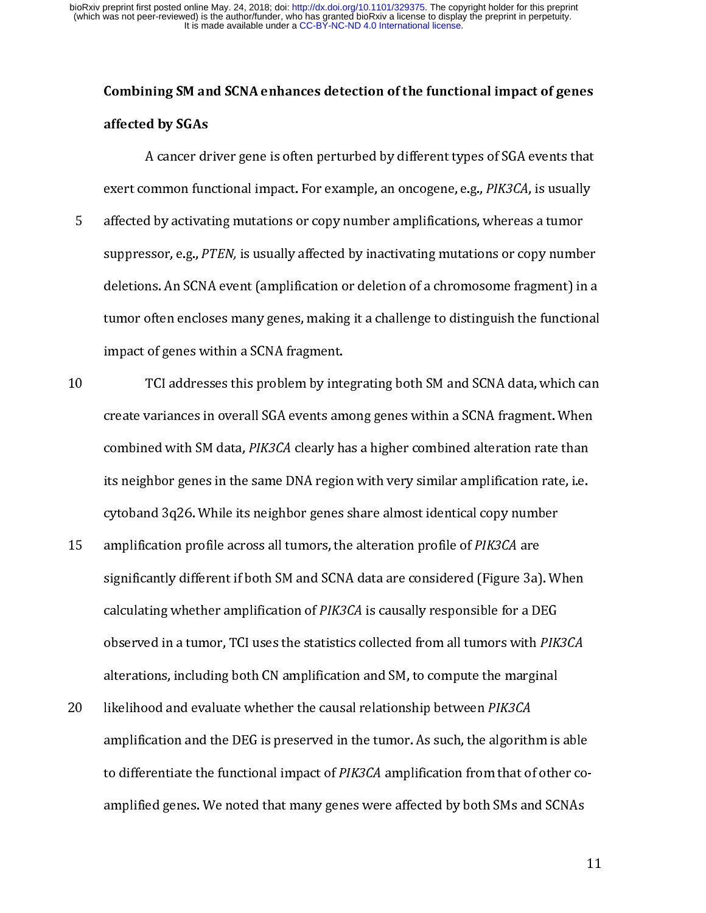## Combining SM and SCNA enhances detection of the functional impact of genes affected by SGAs

A cancer driver gene is often perturbed by different types of SGA events that exert common functional impact. For example, an oncogene, e.g., *PIK3CA*, is usually affected by activating mutations or copy number amplifications, whereas a tumor suppressor, e.g., *PTEN,* is usually affected by inactivating mutations or copy number deletions. An SCNA event (amplification or deletion of a chromosome fragment) in a tumor often encloses many genes, making it a challenge to distinguish the functional impact of genes within a SCNA fragment.

TCI addresses this problem by integrating both SM and SCNA data, which can create variances in overall SGA events among genes within a SCNA fragment. When combined with SM data, *PIK3CA* clearly has a higher combined alteration rate than its neighbor genes in the same DNA region with very similar amplification rate, i.e. cytoband 3q26. While its neighbor genes share almost identical copy number amplification profile across all tumors, the alteration profile of *PIK3CA* are significantly different if both SM and SCNA data are considered (Figure 3a). When calculating whether amplification of *PIK3CA* is causally responsible for a DEG observed in a tumor, TCI uses the statistics collected from all tumors with *PIK3CA* alterations, including both CN amplification and SM, to compute the marginal likelihood and evaluate whether the causal relationship between *PIK3CA* amplification and the DEG is preserved in the tumor. As such, the algorithm is able to differentiate the functional impact of *PIK3CA* amplification from that of other co-amplified genes. We noted that many genes were affected by both SMs and SCNAs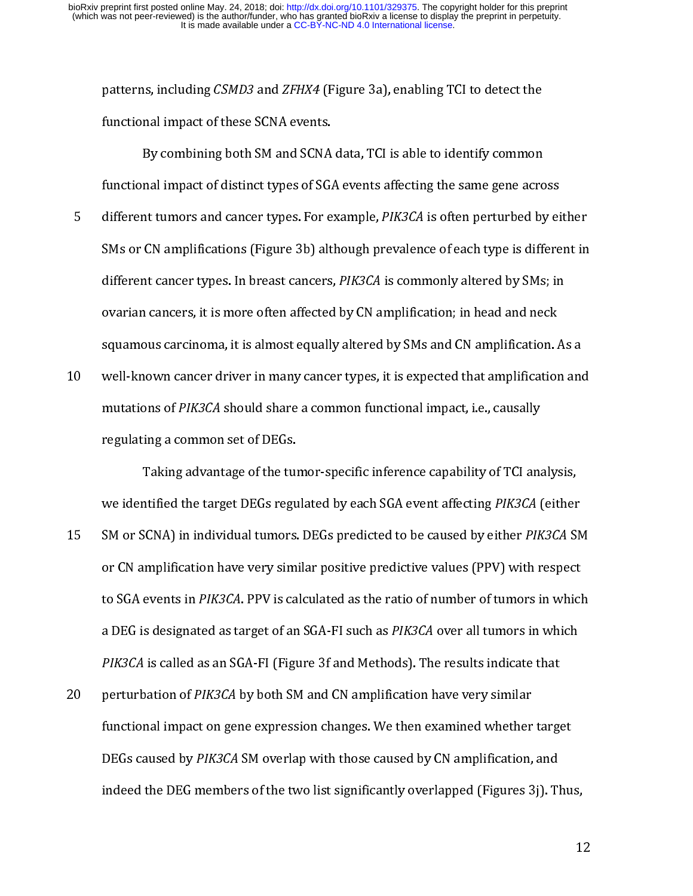patterns, including *CSMD3* and *ZFHX4* (Figure 3a), enabling TCI to detect the functional impact of these SCNA events.

By combining both SM and SCNA data, TCI is able to identify common functional impact of distinct types of SGA events affecting the same gene across different tumors and cancer types. For example, *PIK3CA* is often perturbed by either SMs or CN amplifications (Figure 3b) although prevalence of each type is different in different cancer types. In breast cancers, *PIK3CA* is commonly altered by SMs; in ovarian cancers, it is more often affected by CN amplification; in head and neck squamous carcinoma, it is almost equally altered by SMs and CN amplification. As a well-known cancer driver in many cancer types, it is expected that amplification and mutations of *PIK3CA* should share a common functional impact, i.e., causally regulating a common set of DEGs.

Taking advantage of the tumor-specific inference capability of TCI analysis, we identified the target DEGs regulated by each SGA event affecting *PIK3CA* (either SM or SCNA) in individual tumors. DEGs predicted to be caused by either *PIK3CA* SM or CN amplification have very similar positive predictive values (PPV) with respect to SGA events in *PIK3CA*. PPV is calculated as the ratio of number of tumors in which a DEG is designated as target of an SGA-FI such as *PIK3CA* over all tumors in which *PIK3CA* is called as an SGA-FI (Figure 3f and Methods). The results indicate that perturbation of *PIK3CA* by both SM and CN amplification have very similar functional impact on gene expression changes. We then examined whether target DEGs caused by *PIK3CA* SM overlap with those caused by CN amplification, and indeed the DEG members of the two list significantly overlapped (Figures 3j). Thus,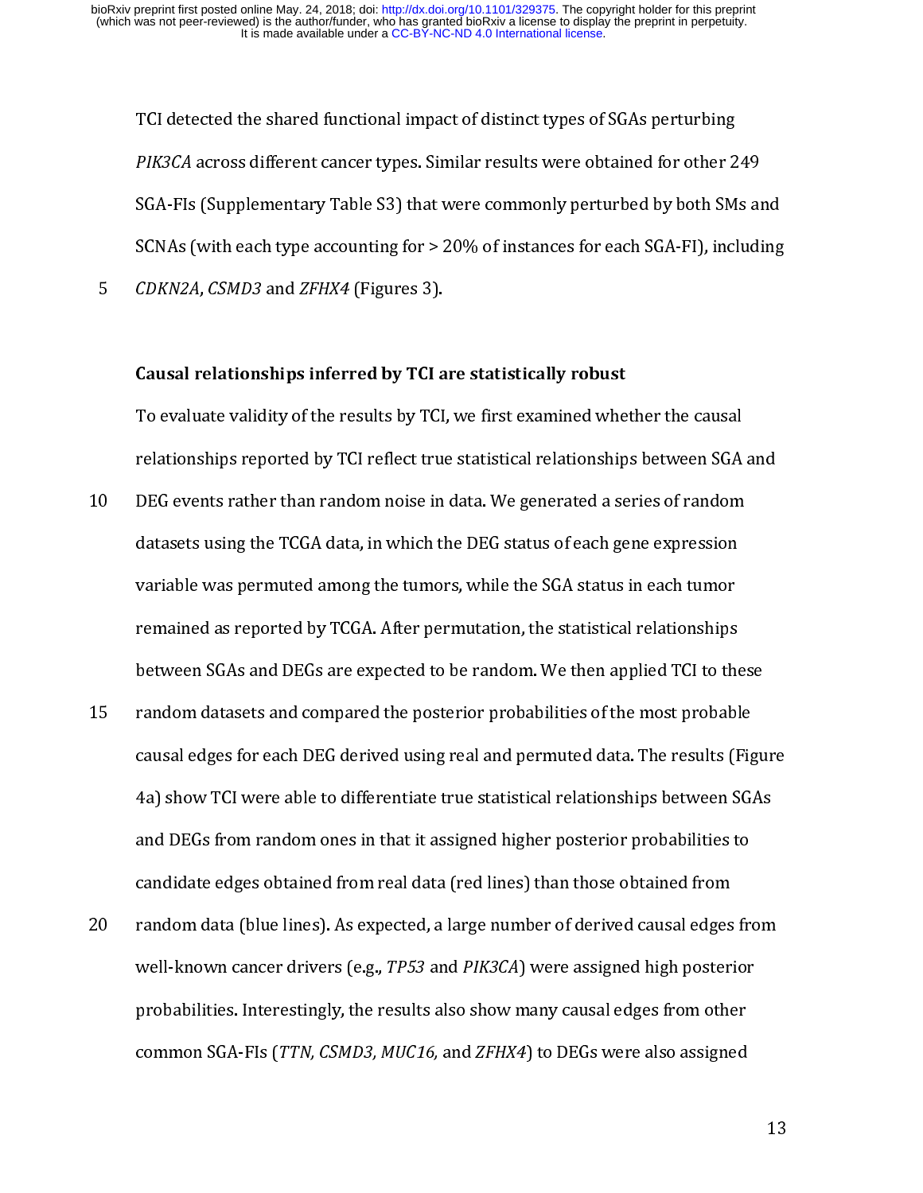TCI detected the shared functional impact of distinct types of SGAs perturbing *PIK3CA* across different cancer types. Similar results were obtained for other 249 SGA-FIs (Supplementary Table S3) that were commonly perturbed by both SMs and SCNAs (with each type accounting for > 20% of instances for each SGA-FI), including *CDKN2A*, *CSMD3* and *ZFHX4* (Figures 3).

**Causal relationships inferred by TCI are statistically robust**

To evaluate validity of the results by TCI, we first examined whether the causal relationships reported by TCI reflect true statistical relationships between SGA and DEG events rather than random noise in data. We generated a series of random datasets using the TCGA data, in which the DEG status of each gene expression variable was permuted among the tumors, while the SGA status in each tumor remained as reported by TCGA. After permutation, the statistical relationships between SGAs and DEGs are expected to be random. We then applied TCI to these random datasets and compared the posterior probabilities of the most probable causal edges for each DEG derived using real and permuted data. The results (Figure 4a) show TCI were able to differentiate true statistical relationships between SGAs and DEGs from random ones in that it assigned higher posterior probabilities to candidate edges obtained from real data (red lines) than those obtained from random data (blue lines). As expected, a large number of derived causal edges from well-known cancer drivers (e.g., *TP53* and *PIK3CA*) were assigned high posterior probabilities. Interestingly, the results also show many causal edges from other common SGA-FIs (*TTN, CSMD3, MUC16,* and *ZFHX4*) to DEGs were also assigned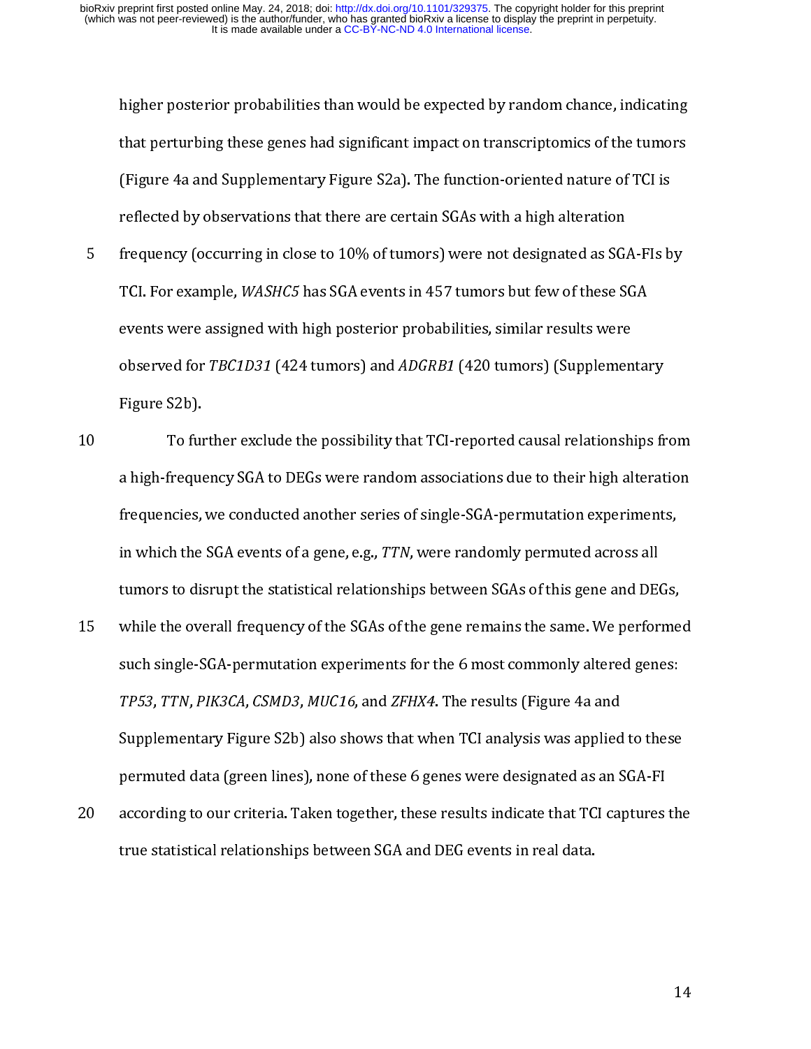higher posterior probabilities than would be expected by random chance, indicating that perturbing these genes had significant impact on transcriptomics of the tumors (Figure 4a and Supplementary Figure S2a). The function-oriented nature of TCI is reflected by observations that there are certain SGAs with a high alteration frequency (occurring in close to 10% of tumors) were not designated as SGA-FIs by TCI. For example, *WASHC5* has SGA events in 457 tumors but few of these SGA events were assigned with high posterior probabilities, similar results were observed for *TBC1D31* (424 tumors) and *ADGRB1* (420 tumors) (Supplementary Figure S2b).

To further exclude the possibility that TCI-reported causal relationships from a high-frequency SGA to DEGs were random associations due to their high alteration frequencies, we conducted another series of single-SGA-permutation experiments, in which the SGA events of a gene, e.g., *TTN*, were randomly permuted across all tumors to disrupt the statistical relationships between SGAs of this gene and DEGs, while the overall frequency of the SGAs of the gene remains the same. We performed such single-SGA-permutation experiments for the 6 most commonly altered genes: *TP53*, *TTN*, *PIK3CA*, *CSMD3*, *MUC16*, and *ZFHX4*. The results (Figure 4a and Supplementary Figure S2b) also shows that when TCI analysis was applied to these permuted data (green lines), none of these 6 genes were designated as an SGA-FI according to our criteria. Taken together, these results indicate that TCI captures the true statistical relationships between SGA and DEG events in real data.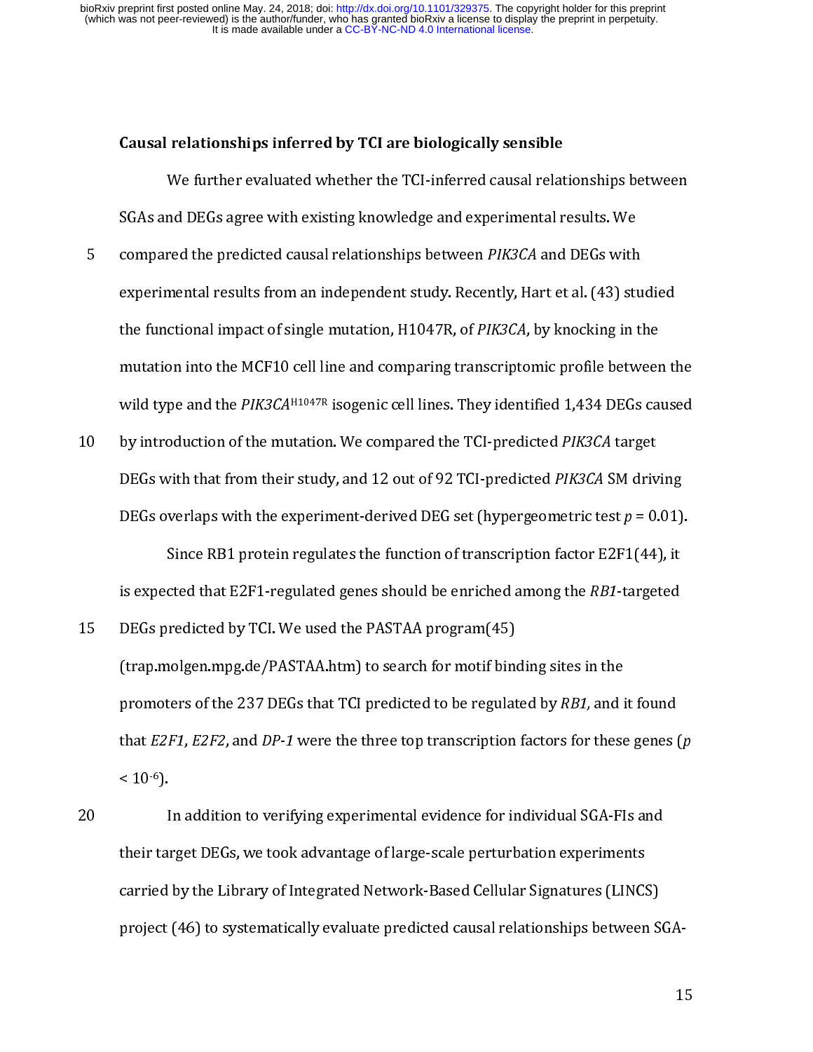### Causal relationships inferred by TCI are biologically sensible

We further evaluated whether the TCI-inferred causal relationships between SGAs and DEGs agree with existing knowledge and experimental results. We compared the predicted causal relationships between *PIK3CA* and DEGs with experimental results from an independent study. Recently, Hart et al. (43) studied the functional impact of single mutation, H1047R, of *PIK3CA*, by knocking in the mutation into the MCF10 cell line and comparing transcriptomic profile between the wild type and the *PIK3CA*$^{H1047R}$ isogenic cell lines. They identified 1,434 DEGs caused by introduction of the mutation. We compared the TCI-predicted *PIK3CA* target DEGs with that from their study, and 12 out of 92 TCI-predicted *PIK3CA* SM driving DEGs overlaps with the experiment-derived DEG set (hypergeometric test $p = 0.01$).

Since RB1 protein regulates the function of transcription factor E2F1(44), it is expected that E2F1-regulated genes should be enriched among the *RB1*-targeted DEGs predicted by TCI. We used the PASTAA program(45) (trap.molgen.mpg.de/PASTAA.htm) to search for motif binding sites in the promoters of the 237 DEGs that TCI predicted to be regulated by *RB1*, and it found that *E2F1*, *E2F2*, and *DP-1* were the three top transcription factors for these genes ($p < 10^{-6}$).

In addition to verifying experimental evidence for individual SGA-FIs and their target DEGs, we took advantage of large-scale perturbation experiments carried by the Library of Integrated Network-Based Cellular Signatures (LINCS) project (46) to systematically evaluate predicted causal relationships between SGA-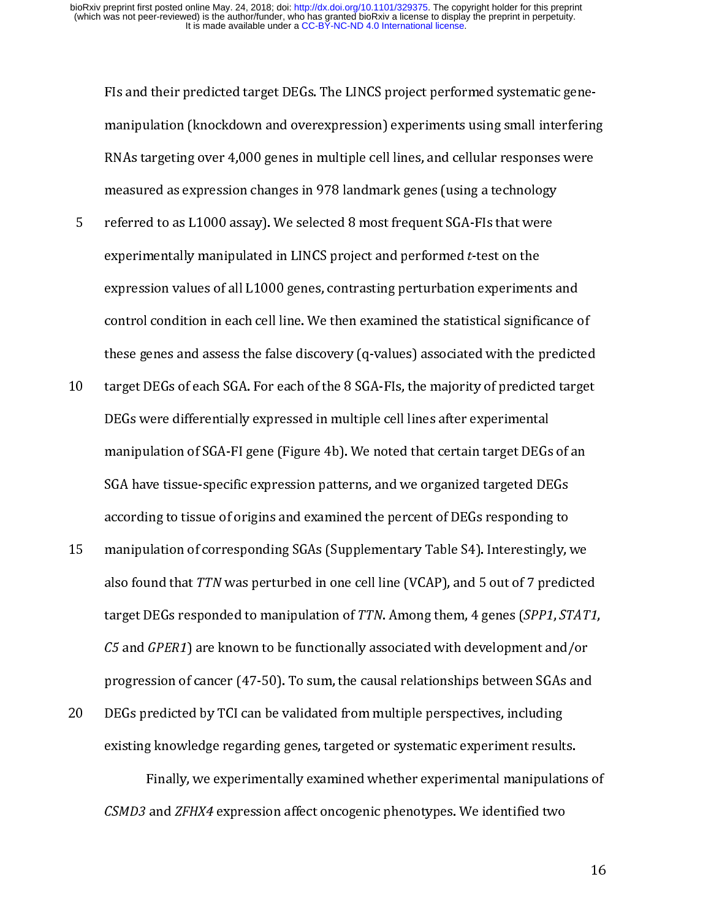FIs and their predicted target DEGs. The LINCS project performed systematic gene-manipulation (knockdown and overexpression) experiments using small interfering RNAs targeting over 4,000 genes in multiple cell lines, and cellular responses were measured as expression changes in 978 landmark genes (using a technology referred to as L1000 assay). We selected 8 most frequent SGA-FIs that were experimentally manipulated in LINCS project and performed *t*-test on the expression values of all L1000 genes, contrasting perturbation experiments and control condition in each cell line. We then examined the statistical significance of these genes and assess the false discovery (q-values) associated with the predicted target DEGs of each SGA. For each of the 8 SGA-FIs, the majority of predicted target DEGs were differentially expressed in multiple cell lines after experimental manipulation of SGA-FI gene (Figure 4b). We noted that certain target DEGs of an SGA have tissue-specific expression patterns, and we organized targeted DEGs according to tissue of origins and examined the percent of DEGs responding to manipulation of corresponding SGAs (Supplementary Table S4). Interestingly, we also found that *TTN* was perturbed in one cell line (VCAP), and 5 out of 7 predicted target DEGs responded to manipulation of *TTN*. Among them, 4 genes (*SPP1*, *STAT1*, *C5* and *GPER1*) are known to be functionally associated with development and/or progression of cancer (47-50). To sum, the causal relationships between SGAs and DEGs predicted by TCI can be validated from multiple perspectives, including existing knowledge regarding genes, targeted or systematic experiment results.

Finally, we experimentally examined whether experimental manipulations of *CSMD3* and *ZFHX4* expression affect oncogenic phenotypes. We identified two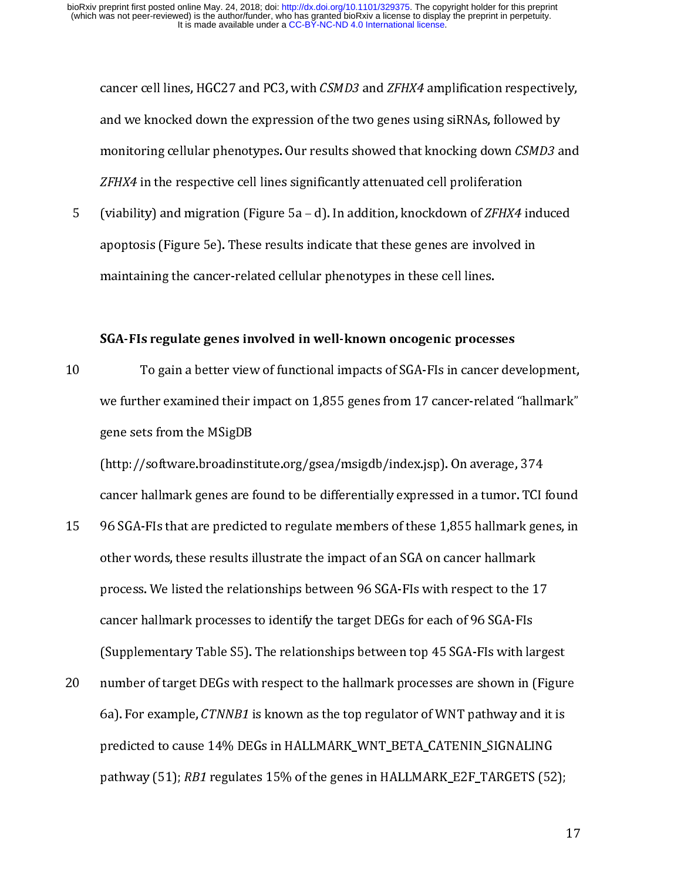cancer cell lines, HGC27 and PC3, with *CSMD3* and *ZFHX4* amplification respectively, and we knocked down the expression of the two genes using siRNAs, followed by monitoring cellular phenotypes. Our results showed that knocking down *CSMD3* and *ZFHX4* in the respective cell lines significantly attenuated cell proliferation (viability) and migration (Figure 5a – d). In addition, knockdown of *ZFHX4* induced apoptosis (Figure 5e). These results indicate that these genes are involved in maintaining the cancer-related cellular phenotypes in these cell lines.

**SGA-FIs regulate genes involved in well-known oncogenic processes**

To gain a better view of functional impacts of SGA-FIs in cancer development, we further examined their impact on 1,855 genes from 17 cancer-related "hallmark" gene sets from the MSigDB (http://software.broadinstitute.org/gsea/msigdb/index.jsp). On average, 374 cancer hallmark genes are found to be differentially expressed in a tumor. TCI found 96 SGA-FIs that are predicted to regulate members of these 1,855 hallmark genes, in other words, these results illustrate the impact of an SGA on cancer hallmark process. We listed the relationships between 96 SGA-FIs with respect to the 17 cancer hallmark processes to identify the target DEGs for each of 96 SGA-FIs (Supplementary Table S5). The relationships between top 45 SGA-FIs with largest number of target DEGs with respect to the hallmark processes are shown in (Figure 6a). For example, *CTNNB1* is known as the top regulator of WNT pathway and it is predicted to cause 14% DEGs in HALLMARK_WNT_BETA_CATENIN_SIGNALING pathway (51); *RB1* regulates 15% of the genes in HALLMARK_E2F_TARGETS (52);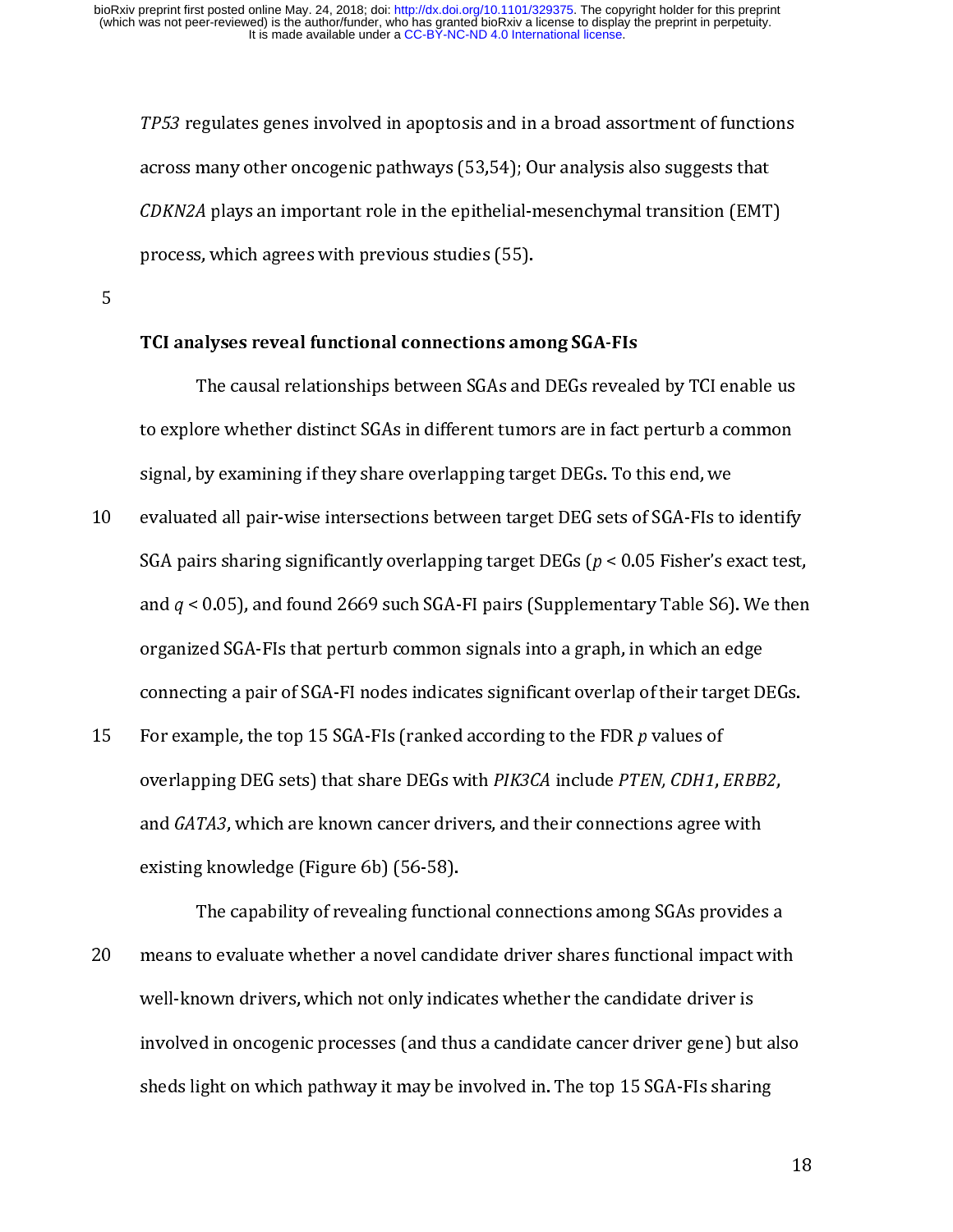*TP53* regulates genes involved in apoptosis and in a broad assortment of functions across many other oncogenic pathways (53,54); Our analysis also suggests that *CDKN2A* plays an important role in the epithelial-mesenchymal transition (EMT) process, which agrees with previous studies (55).

**TCI analyses reveal functional connections among SGA-FIs**

The causal relationships between SGAs and DEGs revealed by TCI enable us to explore whether distinct SGAs in different tumors are in fact perturb a common signal, by examining if they share overlapping target DEGs. To this end, we evaluated all pair-wise intersections between target DEG sets of SGA-FIs to identify SGA pairs sharing significantly overlapping target DEGs ($p < 0.05$ Fisher's exact test, and $q < 0.05$), and found 2669 such SGA-FI pairs (Supplementary Table S6). We then organized SGA-FIs that perturb common signals into a graph, in which an edge connecting a pair of SGA-FI nodes indicates significant overlap of their target DEGs. For example, the top 15 SGA-FIs (ranked according to the FDR $p$ values of overlapping DEG sets) that share DEGs with *PIK3CA* include *PTEN, CDH1*, *ERBB2*, and *GATA3*, which are known cancer drivers, and their connections agree with existing knowledge (Figure 6b) (56-58).

The capability of revealing functional connections among SGAs provides a means to evaluate whether a novel candidate driver shares functional impact with well-known drivers, which not only indicates whether the candidate driver is involved in oncogenic processes (and thus a candidate cancer driver gene) but also sheds light on which pathway it may be involved in. The top 15 SGA-FIs sharing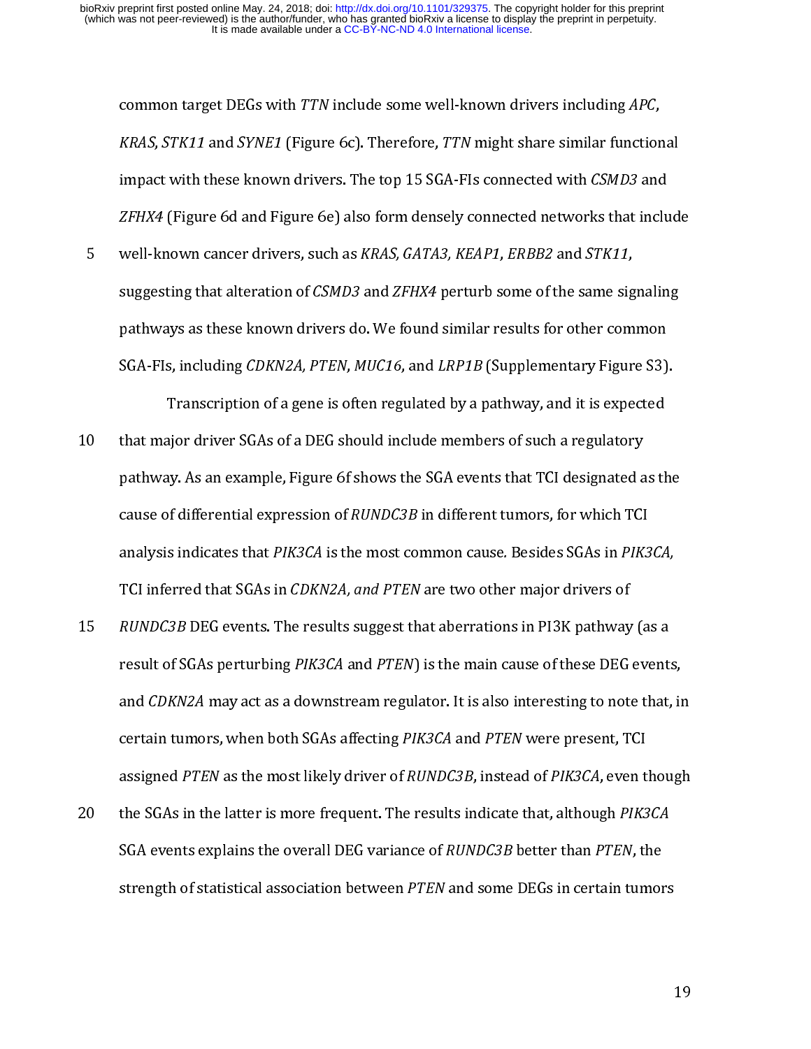common target DEGs with *TTN* include some well-known drivers including *APC*, *KRAS*, *STK11* and *SYNE1* (Figure 6c). Therefore, *TTN* might share similar functional impact with these known drivers. The top 15 SGA-FIs connected with *CSMD3* and *ZFHX4* (Figure 6d and Figure 6e) also form densely connected networks that include well-known cancer drivers, such as *KRAS, GATA3, KEAP1*, *ERBB2* and *STK11*, suggesting that alteration of *CSMD3* and *ZFHX4* perturb some of the same signaling pathways as these known drivers do. We found similar results for other common SGA-FIs, including *CDKN2A, PTEN*, *MUC16*, and *LRP1B* (Supplementary Figure S3).

Transcription of a gene is often regulated by a pathway, and it is expected that major driver SGAs of a DEG should include members of such a regulatory pathway. As an example, Figure 6f shows the SGA events that TCI designated as the cause of differential expression of *RUNDC3B* in different tumors, for which TCI analysis indicates that *PIK3CA* is the most common cause. Besides SGAs in *PIK3CA,* TCI inferred that SGAs in *CDKN2A, and PTEN* are two other major drivers of *RUNDC3B* DEG events. The results suggest that aberrations in PI3K pathway (as a result of SGAs perturbing *PIK3CA* and *PTEN*) is the main cause of these DEG events, and *CDKN2A* may act as a downstream regulator. It is also interesting to note that, in certain tumors, when both SGAs affecting *PIK3CA* and *PTEN* were present, TCI assigned *PTEN* as the most likely driver of *RUNDC3B*, instead of *PIK3CA*, even though the SGAs in the latter is more frequent. The results indicate that, although *PIK3CA* SGA events explains the overall DEG variance of *RUNDC3B* better than *PTEN*, the strength of statistical association between *PTEN* and some DEGs in certain tumors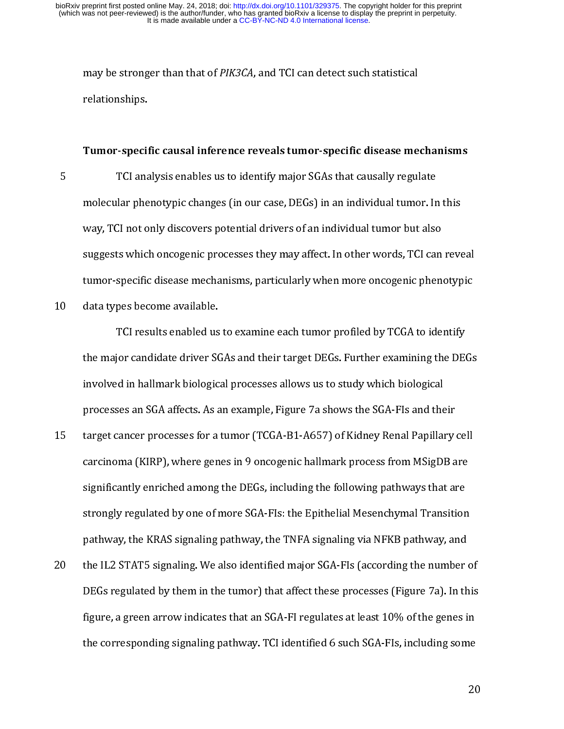may be stronger than that of *PIK3CA*, and TCI can detect such statistical relationships.

**Tumor-specific causal inference reveals tumor-specific disease mechanisms**

TCI analysis enables us to identify major SGAs that causally regulate molecular phenotypic changes (in our case, DEGs) in an individual tumor. In this way, TCI not only discovers potential drivers of an individual tumor but also suggests which oncogenic processes they may affect. In other words, TCI can reveal tumor-specific disease mechanisms, particularly when more oncogenic phenotypic data types become available.

TCI results enabled us to examine each tumor profiled by TCGA to identify the major candidate driver SGAs and their target DEGs. Further examining the DEGs involved in hallmark biological processes allows us to study which biological processes an SGA affects. As an example, Figure 7a shows the SGA-FIs and their target cancer processes for a tumor (TCGA-B1-A657) of Kidney Renal Papillary cell carcinoma (KIRP), where genes in 9 oncogenic hallmark process from MSigDB are significantly enriched among the DEGs, including the following pathways that are strongly regulated by one of more SGA-FIs: the Epithelial Mesenchymal Transition pathway, the KRAS signaling pathway, the TNFA signaling via NFKB pathway, and the IL2 STAT5 signaling. We also identified major SGA-FIs (according the number of DEGs regulated by them in the tumor) that affect these processes (Figure 7a). In this figure, a green arrow indicates that an SGA-FI regulates at least 10% of the genes in the corresponding signaling pathway. TCI identified 6 such SGA-FIs, including some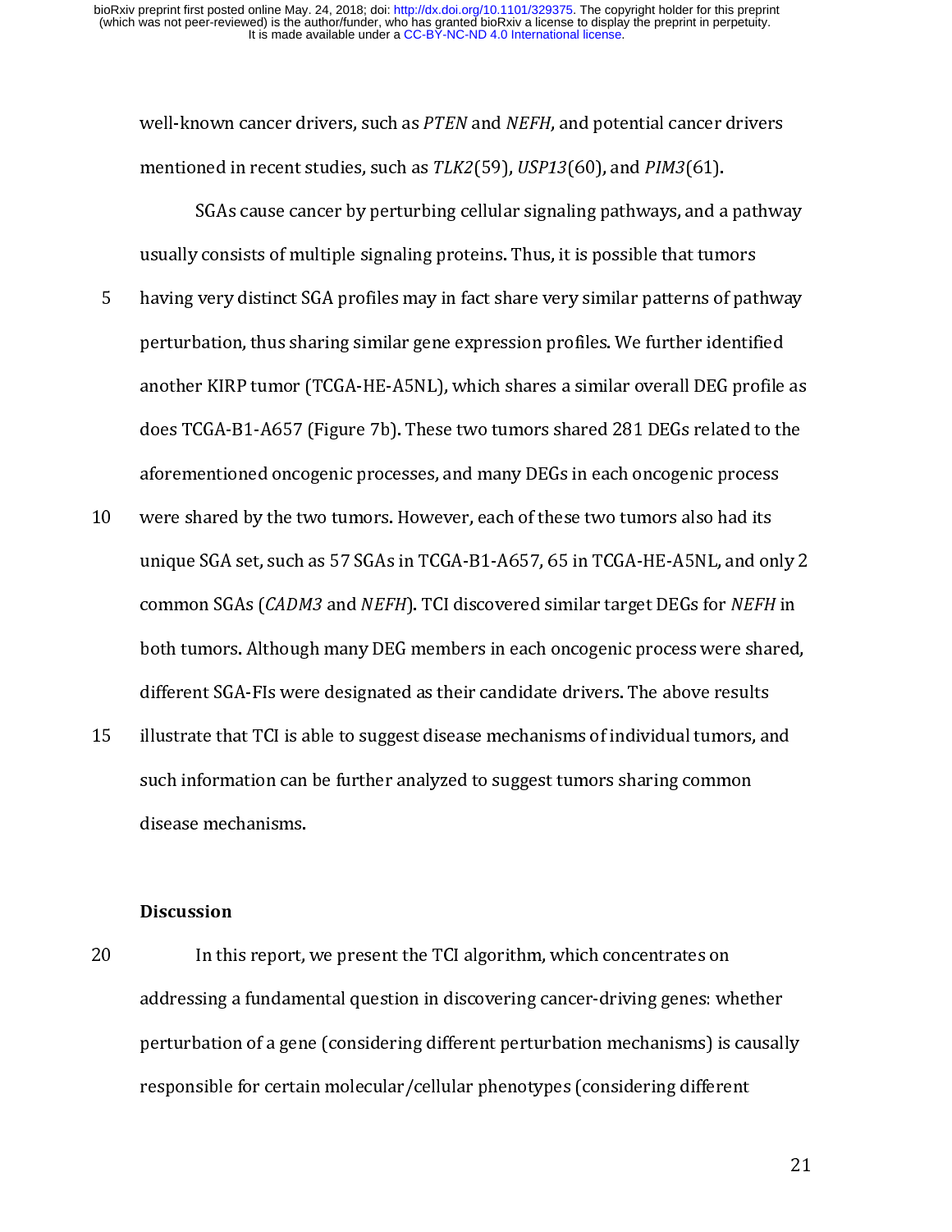well-known cancer drivers, such as *PTEN* and *NEFH*, and potential cancer drivers mentioned in recent studies, such as *TLK2*(59), *USP13*(60), and *PIM3*(61).

SGAs cause cancer by perturbing cellular signaling pathways, and a pathway usually consists of multiple signaling proteins. Thus, it is possible that tumors having very distinct SGA profiles may in fact share very similar patterns of pathway perturbation, thus sharing similar gene expression profiles. We further identified another KIRP tumor (TCGA-HE-A5NL), which shares a similar overall DEG profile as does TCGA-B1-A657 (Figure 7b). These two tumors shared 281 DEGs related to the aforementioned oncogenic processes, and many DEGs in each oncogenic process were shared by the two tumors. However, each of these two tumors also had its unique SGA set, such as 57 SGAs in TCGA-B1-A657, 65 in TCGA-HE-A5NL, and only 2 common SGAs (*CADM3* and *NEFH*). TCI discovered similar target DEGs for *NEFH* in both tumors. Although many DEG members in each oncogenic process were shared, different SGA-FIs were designated as their candidate drivers. The above results illustrate that TCI is able to suggest disease mechanisms of individual tumors, and such information can be further analyzed to suggest tumors sharing common disease mechanisms.

## Discussion

In this report, we present the TCI algorithm, which concentrates on addressing a fundamental question in discovering cancer-driving genes: whether perturbation of a gene (considering different perturbation mechanisms) is causally responsible for certain molecular/cellular phenotypes (considering different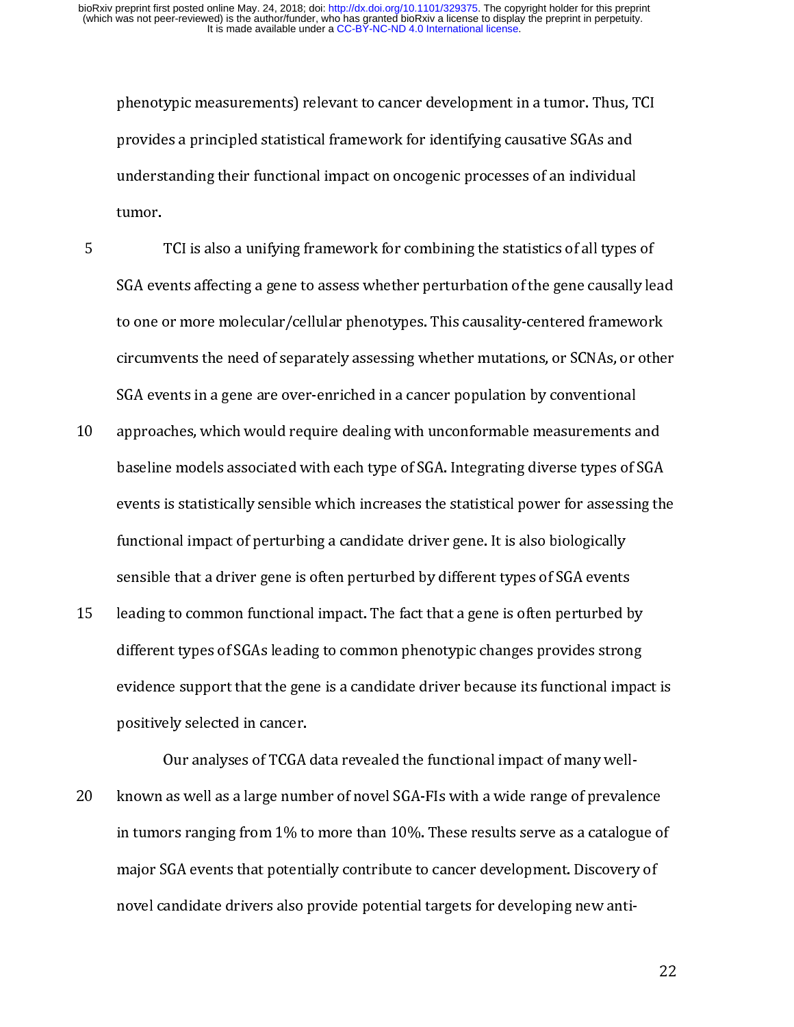phenotypic measurements) relevant to cancer development in a tumor. Thus, TCI provides a principled statistical framework for identifying causative SGAs and understanding their functional impact on oncogenic processes of an individual tumor.

TCI is also a unifying framework for combining the statistics of all types of SGA events affecting a gene to assess whether perturbation of the gene causally lead to one or more molecular/cellular phenotypes. This causality-centered framework circumvents the need of separately assessing whether mutations, or SCNAs, or other SGA events in a gene are over-enriched in a cancer population by conventional approaches, which would require dealing with unconformable measurements and baseline models associated with each type of SGA. Integrating diverse types of SGA events is statistically sensible which increases the statistical power for assessing the functional impact of perturbing a candidate driver gene. It is also biologically sensible that a driver gene is often perturbed by different types of SGA events leading to common functional impact. The fact that a gene is often perturbed by different types of SGAs leading to common phenotypic changes provides strong evidence support that the gene is a candidate driver because its functional impact is positively selected in cancer.

Our analyses of TCGA data revealed the functional impact of many well-known as well as a large number of novel SGA-FIs with a wide range of prevalence in tumors ranging from 1% to more than 10%. These results serve as a catalogue of major SGA events that potentially contribute to cancer development. Discovery of novel candidate drivers also provide potential targets for developing new anti-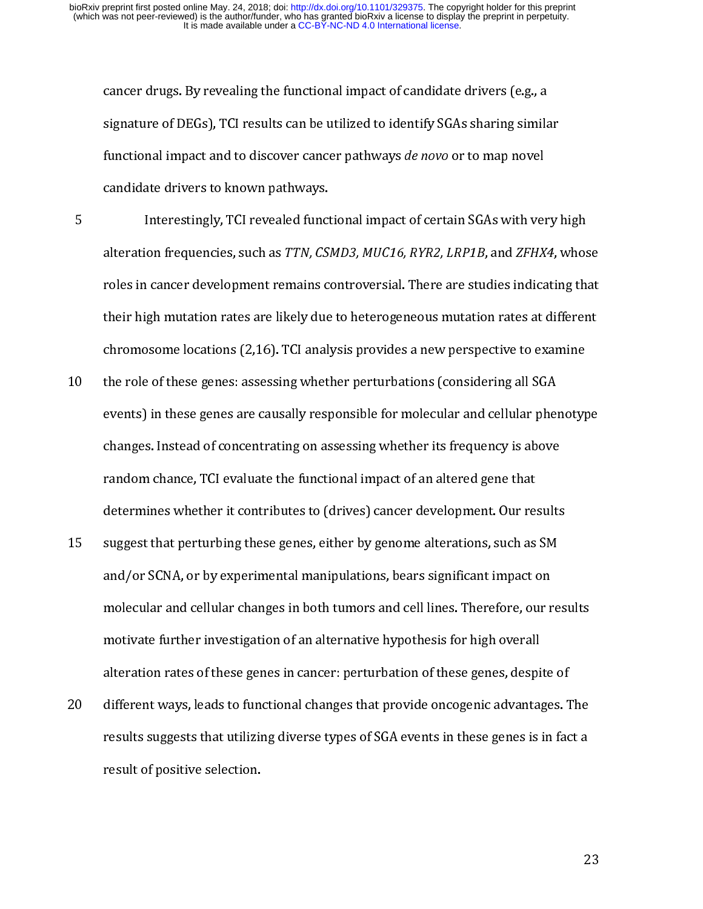cancer drugs. By revealing the functional impact of candidate drivers (e.g., a signature of DEGs), TCI results can be utilized to identify SGAs sharing similar functional impact and to discover cancer pathways *de novo* or to map novel candidate drivers to known pathways.

Interestingly, TCI revealed functional impact of certain SGAs with very high alteration frequencies, such as *TTN, CSMD3, MUC16, RYR2, LRP1B*, and *ZFHX4*, whose roles in cancer development remains controversial. There are studies indicating that their high mutation rates are likely due to heterogeneous mutation rates at different chromosome locations (2,16). TCI analysis provides a new perspective to examine the role of these genes: assessing whether perturbations (considering all SGA events) in these genes are causally responsible for molecular and cellular phenotype changes. Instead of concentrating on assessing whether its frequency is above random chance, TCI evaluate the functional impact of an altered gene that determines whether it contributes to (drives) cancer development. Our results suggest that perturbing these genes, either by genome alterations, such as SM and/or SCNA, or by experimental manipulations, bears significant impact on molecular and cellular changes in both tumors and cell lines. Therefore, our results motivate further investigation of an alternative hypothesis for high overall alteration rates of these genes in cancer: perturbation of these genes, despite of different ways, leads to functional changes that provide oncogenic advantages. The results suggests that utilizing diverse types of SGA events in these genes is in fact a result of positive selection.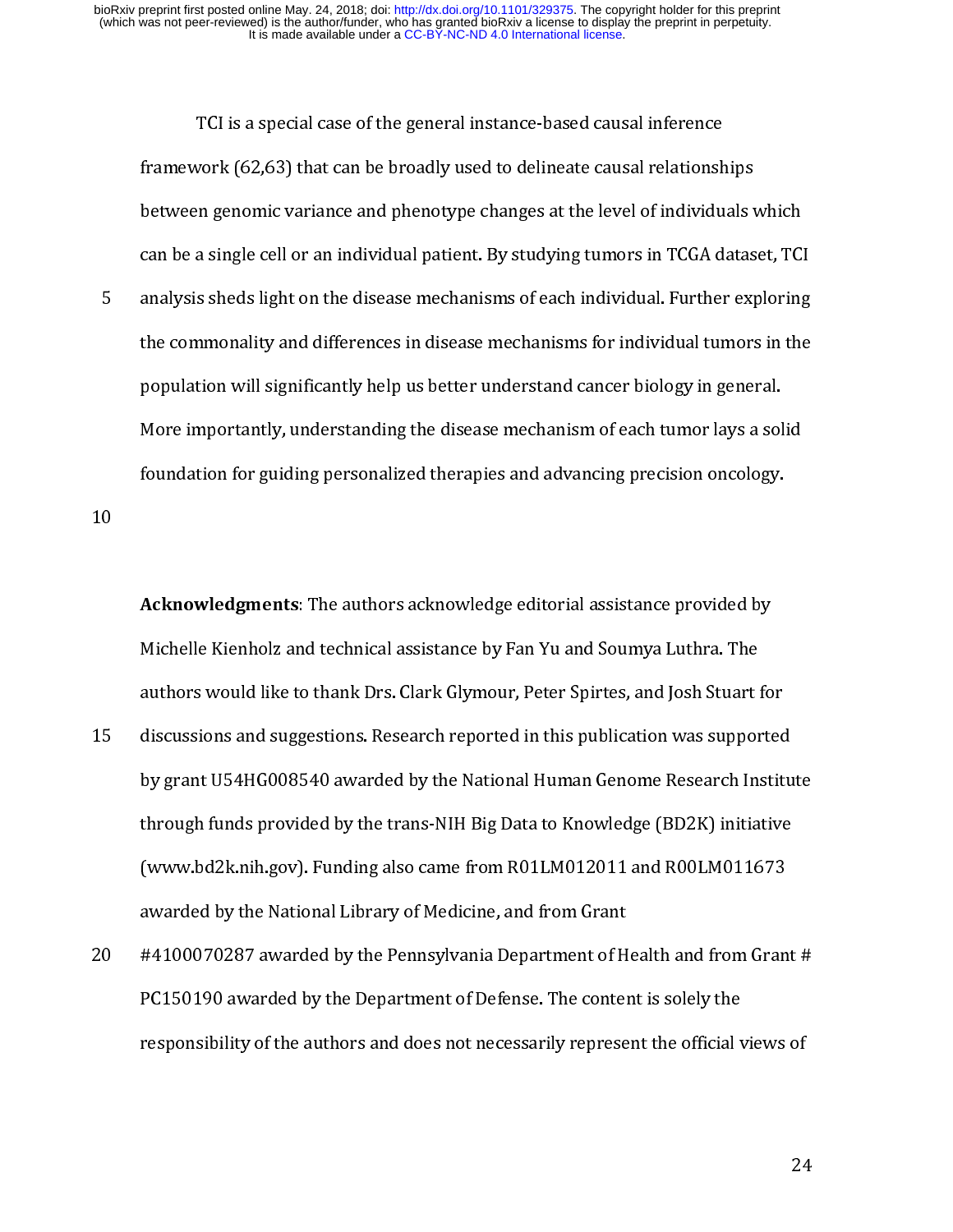TCI is a special case of the general instance-based causal inference framework (62,63) that can be broadly used to delineate causal relationships between genomic variance and phenotype changes at the level of individuals which can be a single cell or an individual patient. By studying tumors in TCGA dataset, TCI analysis sheds light on the disease mechanisms of each individual. Further exploring the commonality and differences in disease mechanisms for individual tumors in the population will significantly help us better understand cancer biology in general. More importantly, understanding the disease mechanism of each tumor lays a solid foundation for guiding personalized therapies and advancing precision oncology.

**Acknowledgments**: The authors acknowledge editorial assistance provided by Michelle Kienholz and technical assistance by Fan Yu and Soumya Luthra. The authors would like to thank Drs. Clark Glymour, Peter Spirtes, and Josh Stuart for discussions and suggestions. Research reported in this publication was supported by grant U54HG008540 awarded by the National Human Genome Research Institute through funds provided by the trans-NIH Big Data to Knowledge (BD2K) initiative (www.bd2k.nih.gov). Funding also came from R01LM012011 and R00LM011673 awarded by the National Library of Medicine, and from Grant #4100070287 awarded by the Pennsylvania Department of Health and from Grant # PC150190 awarded by the Department of Defense. The content is solely the responsibility of the authors and does not necessarily represent the official views of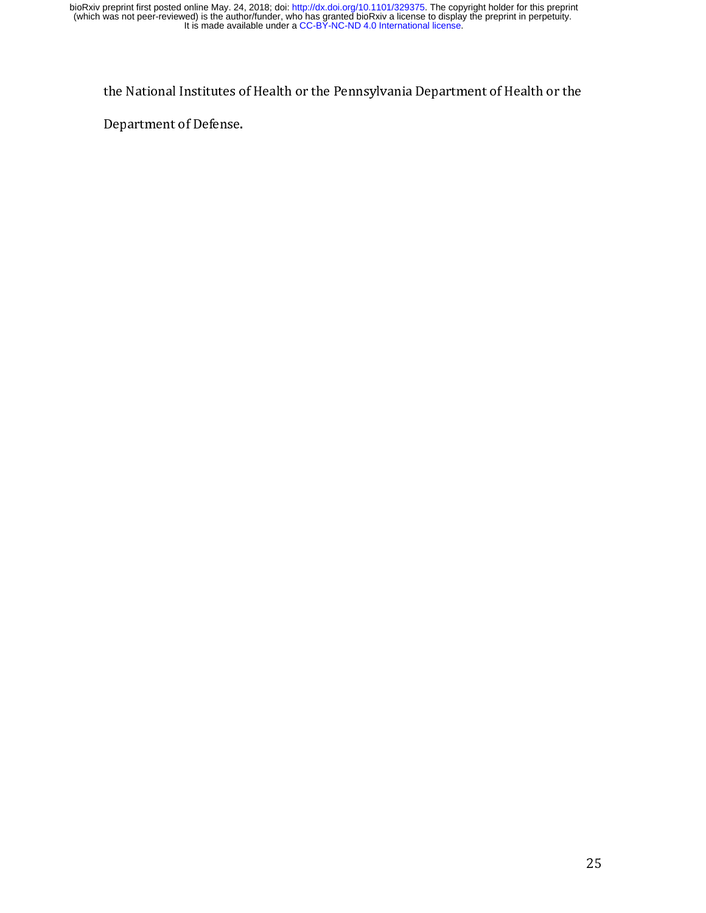the National Institutes of Health or the Pennsylvania Department of Health or the Department of Defense.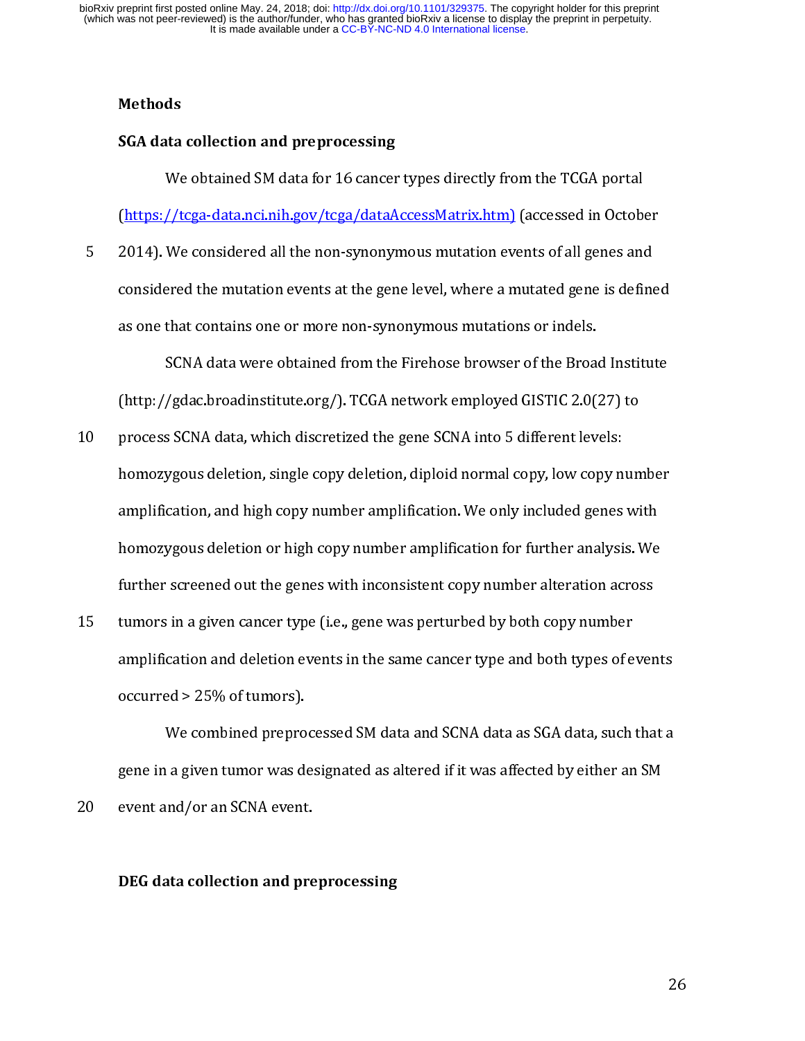## Methods

### SGA data collection and preprocessing

We obtained SM data for 16 cancer types directly from the TCGA portal (https://tcga-data.nci.nih.gov/tcga/dataAccessMatrix.htm) (accessed in October 2014). We considered all the non-synonymous mutation events of all genes and considered the mutation events at the gene level, where a mutated gene is defined as one that contains one or more non-synonymous mutations or indels.

SCNA data were obtained from the Firehose browser of the Broad Institute (http://gdac.broadinstitute.org/). TCGA network employed GISTIC 2.0(27) to process SCNA data, which discretized the gene SCNA into 5 different levels: homozygous deletion, single copy deletion, diploid normal copy, low copy number amplification, and high copy number amplification. We only included genes with homozygous deletion or high copy number amplification for further analysis. We further screened out the genes with inconsistent copy number alteration across tumors in a given cancer type (i.e., gene was perturbed by both copy number amplification and deletion events in the same cancer type and both types of events occurred > 25% of tumors).

We combined preprocessed SM data and SCNA data as SGA data, such that a gene in a given tumor was designated as altered if it was affected by either an SM event and/or an SCNA event.

### DEG data collection and preprocessing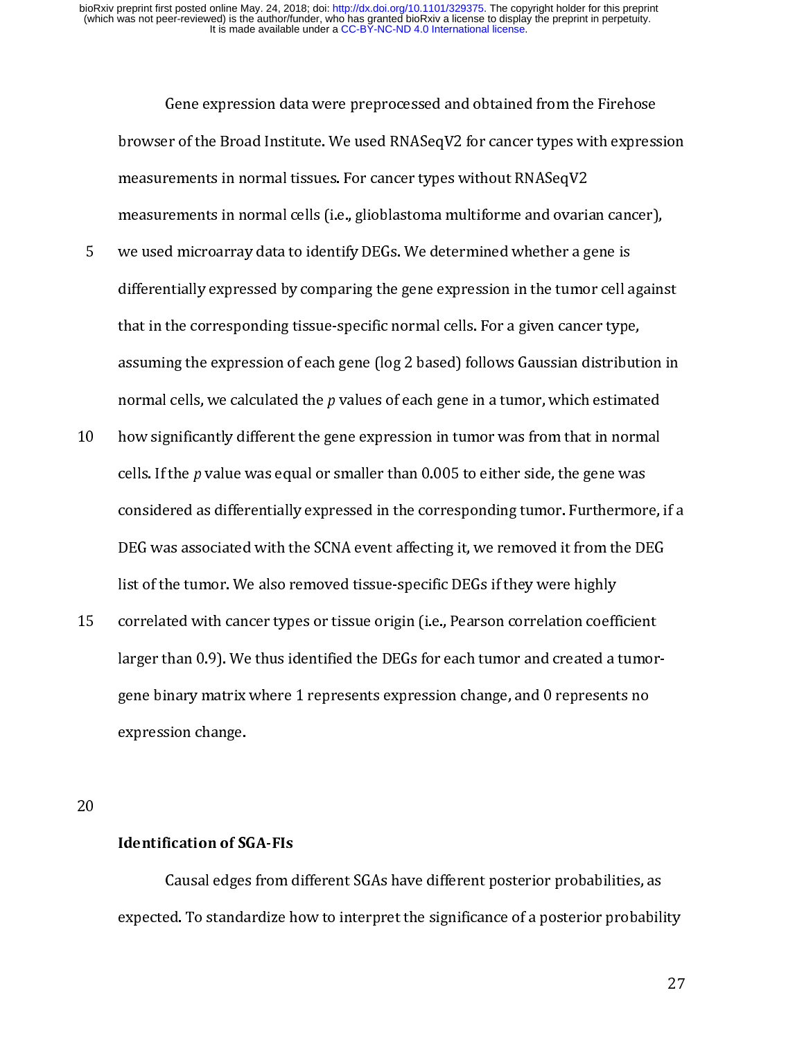Gene expression data were preprocessed and obtained from the Firehose browser of the Broad Institute. We used RNASeqV2 for cancer types with expression measurements in normal tissues. For cancer types without RNASeqV2 measurements in normal cells (i.e., glioblastoma multiforme and ovarian cancer), we used microarray data to identify DEGs. We determined whether a gene is differentially expressed by comparing the gene expression in the tumor cell against that in the corresponding tissue-specific normal cells. For a given cancer type, assuming the expression of each gene (log 2 based) follows Gaussian distribution in normal cells, we calculated the $p$ values of each gene in a tumor, which estimated how significantly different the gene expression in tumor was from that in normal cells. If the $p$ value was equal or smaller than 0.005 to either side, the gene was considered as differentially expressed in the corresponding tumor. Furthermore, if a DEG was associated with the SCNA event affecting it, we removed it from the DEG list of the tumor. We also removed tissue-specific DEGs if they were highly correlated with cancer types or tissue origin (i.e., Pearson correlation coefficient larger than 0.9). We thus identified the DEGs for each tumor and created a tumor-gene binary matrix where 1 represents expression change, and 0 represents no expression change.

**Identification of SGA-FIs**

Causal edges from different SGAs have different posterior probabilities, as expected. To standardize how to interpret the significance of a posterior probability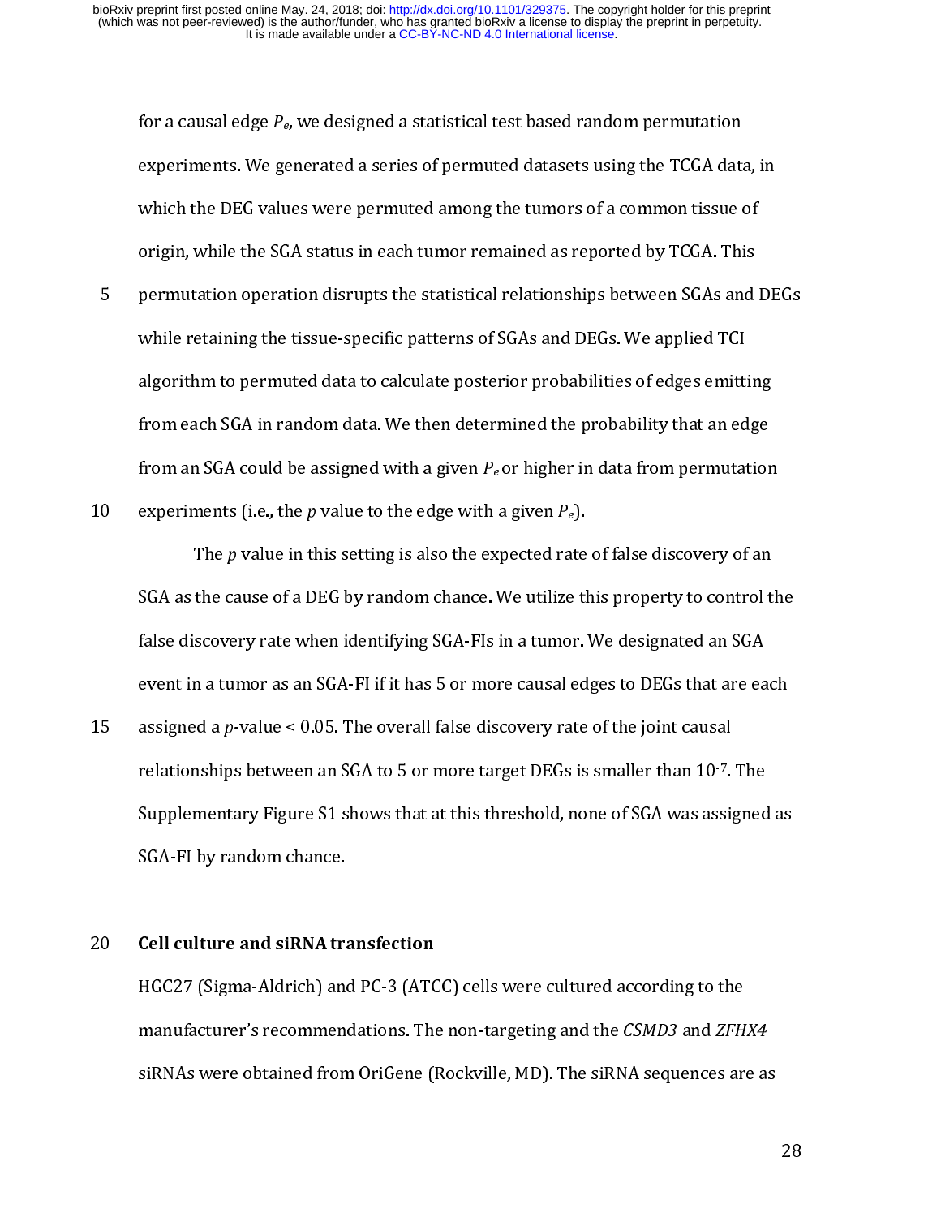for a causal edge $P_e$, we designed a statistical test based random permutation experiments. We generated a series of permuted datasets using the TCGA data, in which the DEG values were permuted among the tumors of a common tissue of origin, while the SGA status in each tumor remained as reported by TCGA. This permutation operation disrupts the statistical relationships between SGAs and DEGs while retaining the tissue-specific patterns of SGAs and DEGs. We applied TCI algorithm to permuted data to calculate posterior probabilities of edges emitting from each SGA in random data. We then determined the probability that an edge from an SGA could be assigned with a given $P_e$ or higher in data from permutation experiments (i.e., the $p$ value to the edge with a given $P_e$).

The $p$ value in this setting is also the expected rate of false discovery of an SGA as the cause of a DEG by random chance. We utilize this property to control the false discovery rate when identifying SGA-FIs in a tumor. We designated an SGA event in a tumor as an SGA-FI if it has 5 or more causal edges to DEGs that are each assigned a $p$-value < 0.05. The overall false discovery rate of the joint causal relationships between an SGA to 5 or more target DEGs is smaller than $10^{-7}$. The Supplementary Figure S1 shows that at this threshold, none of SGA was assigned as SGA-FI by random chance.

**Cell culture and siRNA transfection**

HGC27 (Sigma-Aldrich) and PC-3 (ATCC) cells were cultured according to the manufacturer's recommendations. The non-targeting and the *CSMD3* and *ZFHX4* siRNAs were obtained from OriGene (Rockville, MD). The siRNA sequences are as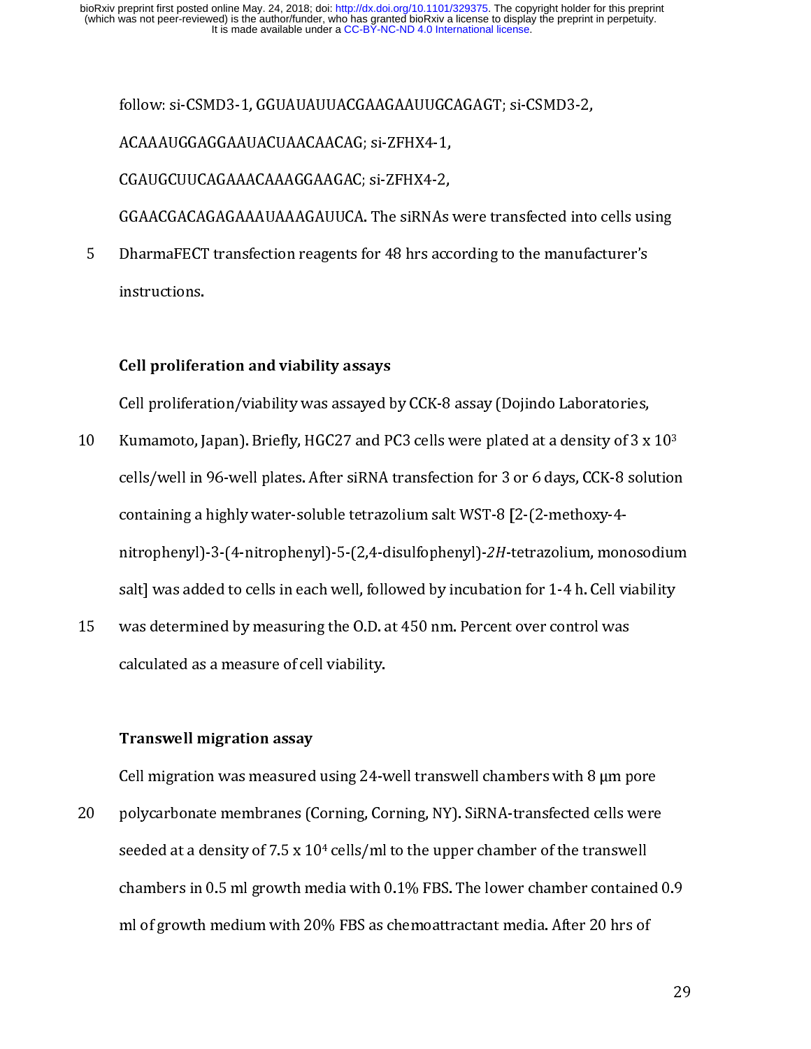follow: si-CSMD3-1, GGUAUAUUACGAAGAAUUGCAGAGT; si-CSMD3-2, ACAAAUGGAGGAAUACUAACAACAG; si-ZFHX4-1, CGAUGCUUCAGAAACAAAGGAAGAC; si-ZFHX4-2, GGAACGACAGAGAAAUAAAGAUUCA. The siRNAs were transfected into cells using DharmaFECT transfection reagents for 48 hrs according to the manufacturer's instructions.

**Cell proliferation and viability assays**

Cell proliferation/viability was assayed by CCK-8 assay (Dojindo Laboratories, Kumamoto, Japan). Briefly, HGC27 and PC3 cells were plated at a density of 3 x $10^3$ cells/well in 96-well plates. After siRNA transfection for 3 or 6 days, CCK-8 solution containing a highly water-soluble tetrazolium salt WST-8 [2-(2-methoxy-4-nitrophenyl)-3-(4-nitrophenyl)-5-(2,4-disulfophenyl)-*2H*-tetrazolium, monosodium salt] was added to cells in each well, followed by incubation for 1-4 h. Cell viability was determined by measuring the O.D. at 450 nm. Percent over control was calculated as a measure of cell viability.

**Transwell migration assay**

Cell migration was measured using 24-well transwell chambers with 8 μm pore polycarbonate membranes (Corning, Corning, NY). SiRNA-transfected cells were seeded at a density of 7.5 x $10^4$ cells/ml to the upper chamber of the transwell chambers in 0.5 ml growth media with 0.1% FBS. The lower chamber contained 0.9 ml of growth medium with 20% FBS as chemoattractant media. After 20 hrs of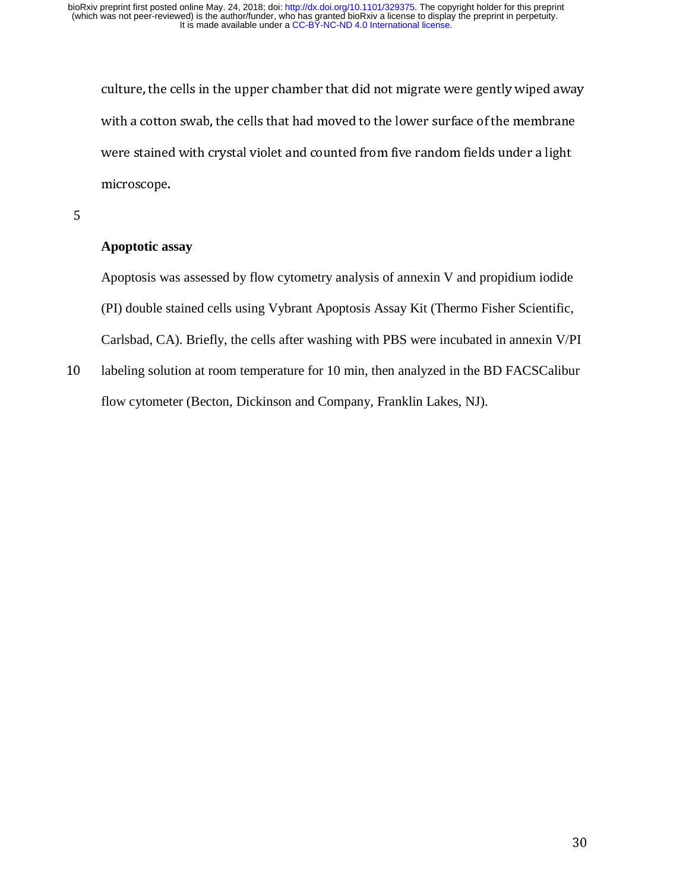culture, the cells in the upper chamber that did not migrate were gently wiped away with a cotton swab, the cells that had moved to the lower surface of the membrane were stained with crystal violet and counted from five random fields under a light microscope.

**Apoptotic assay**

Apoptosis was assessed by flow cytometry analysis of annexin V and propidium iodide (PI) double stained cells using Vybrant Apoptosis Assay Kit (Thermo Fisher Scientific, Carlsbad, CA). Briefly, the cells after washing with PBS were incubated in annexin V/PI labeling solution at room temperature for 10 min, then analyzed in the BD FACSCalibur flow cytometer (Becton, Dickinson and Company, Franklin Lakes, NJ).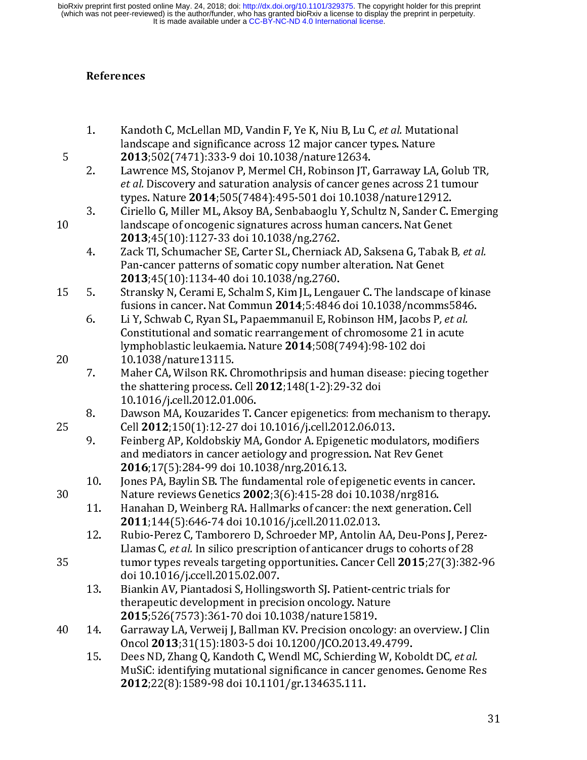## References

1. Kandoth C, McLellan MD, Vandin F, Ye K, Niu B, Lu C*, et al.* Mutational landscape and significance across 12 major cancer types. Nature **2013**;502(7471):333-9 doi 10.1038/nature12634.
2. Lawrence MS, Stojanov P, Mermel CH, Robinson JT, Garraway LA, Golub TR, *et al.* Discovery and saturation analysis of cancer genes across 21 tumour types. Nature **2014**;505(7484):495-501 doi 10.1038/nature12912.
3. Ciriello G, Miller ML, Aksoy BA, Senbabaoglu Y, Schultz N, Sander C. Emerging landscape of oncogenic signatures across human cancers. Nat Genet **2013**;45(10):1127-33 doi 10.1038/ng.2762.
4. Zack TI, Schumacher SE, Carter SL, Cherniack AD, Saksena G, Tabak B*, et al.* Pan-cancer patterns of somatic copy number alteration. Nat Genet **2013**;45(10):1134-40 doi 10.1038/ng.2760.
5. Stransky N, Cerami E, Schalm S, Kim JL, Lengauer C. The landscape of kinase fusions in cancer. Nat Commun **2014**;5:4846 doi 10.1038/ncomms5846.
6. Li Y, Schwab C, Ryan SL, Papaemmanuil E, Robinson HM, Jacobs P*, et al.* Constitutional and somatic rearrangement of chromosome 21 in acute lymphoblastic leukaemia. Nature **2014**;508(7494):98-102 doi 10.1038/nature13115.
7. Maher CA, Wilson RK. Chromothripsis and human disease: piecing together the shattering process. Cell **2012**;148(1-2):29-32 doi 10.1016/j.cell.2012.01.006.
8. Dawson MA, Kouzarides T. Cancer epigenetics: from mechanism to therapy. Cell **2012**;150(1):12-27 doi 10.1016/j.cell.2012.06.013.
9. Feinberg AP, Koldobskiy MA, Gondor A. Epigenetic modulators, modifiers and mediators in cancer aetiology and progression. Nat Rev Genet **2016**;17(5):284-99 doi 10.1038/nrg.2016.13.
10. Jones PA, Baylin SB. The fundamental role of epigenetic events in cancer. Nature reviews Genetics **2002**;3(6):415-28 doi 10.1038/nrg816.
11. Hanahan D, Weinberg RA. Hallmarks of cancer: the next generation. Cell **2011**;144(5):646-74 doi 10.1016/j.cell.2011.02.013.
12. Rubio-Perez C, Tamborero D, Schroeder MP, Antolin AA, Deu-Pons J, Perez-Llamas C*, et al.* In silico prescription of anticancer drugs to cohorts of 28 tumor types reveals targeting opportunities. Cancer Cell **2015**;27(3):382-96 doi 10.1016/j.ccell.2015.02.007.
13. Biankin AV, Piantadosi S, Hollingsworth SJ. Patient-centric trials for therapeutic development in precision oncology. Nature **2015**;526(7573):361-70 doi 10.1038/nature15819.
14. Garraway LA, Verweij J, Ballman KV. Precision oncology: an overview. J Clin Oncol **2013**;31(15):1803-5 doi 10.1200/JCO.2013.49.4799.
15. Dees ND, Zhang Q, Kandoth C, Wendl MC, Schierding W, Koboldt DC*, et al.* MuSiC: identifying mutational significance in cancer genomes. Genome Res **2012**;22(8):1589-98 doi 10.1101/gr.134635.111.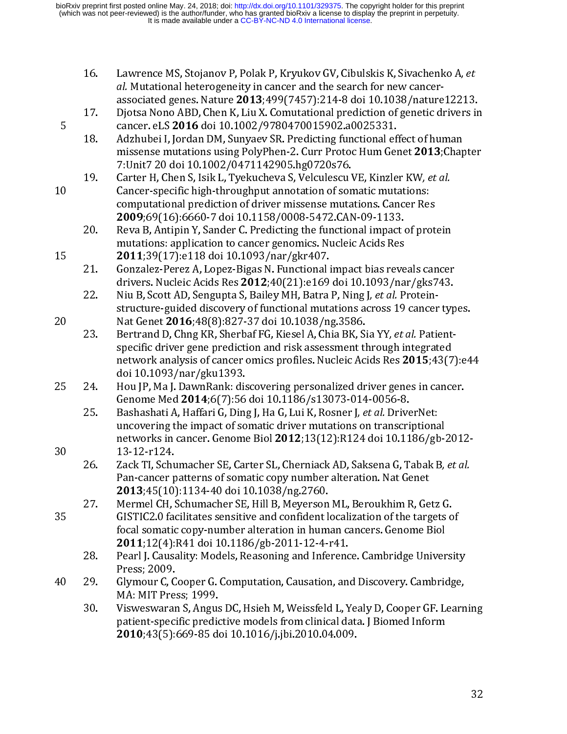16. Lawrence MS, Stojanov P, Polak P, Kryukov GV, Cibulskis K, Sivachenko A, *et al.* Mutational heterogeneity in cancer and the search for new cancer-associated genes. Nature **2013**;499(7457):214-8 doi 10.1038/nature12213.
17. Djotsa Nono ABD, Chen K, Liu X. Comutational prediction of genetic drivers in cancer. eLS **2016** doi 10.1002/9780470015902.a0025331.
18. Adzhubei I, Jordan DM, Sunyaev SR. Predicting functional effect of human missense mutations using PolyPhen-2. Curr Protoc Hum Genet **2013**;Chapter 7:Unit7 20 doi 10.1002/0471142905.hg0720s76.
19. Carter H, Chen S, Isik L, Tyekucheva S, Velculescu VE, Kinzler KW, *et al.* Cancer-specific high-throughput annotation of somatic mutations: computational prediction of driver missense mutations. Cancer Res **2009**;69(16):6660-7 doi 10.1158/0008-5472.CAN-09-1133.
20. Reva B, Antipin Y, Sander C. Predicting the functional impact of protein mutations: application to cancer genomics. Nucleic Acids Res **2011**;39(17):e118 doi 10.1093/nar/gkr407.
21. Gonzalez-Perez A, Lopez-Bigas N. Functional impact bias reveals cancer drivers. Nucleic Acids Res **2012**;40(21):e169 doi 10.1093/nar/gks743.
22. Niu B, Scott AD, Sengupta S, Bailey MH, Batra P, Ning J, *et al.* Protein-structure-guided discovery of functional mutations across 19 cancer types. Nat Genet **2016**;48(8):827-37 doi 10.1038/ng.3586.
23. Bertrand D, Chng KR, Sherbaf FG, Kiesel A, Chia BK, Sia YY, *et al.* Patient-specific driver gene prediction and risk assessment through integrated network analysis of cancer omics profiles. Nucleic Acids Res **2015**;43(7):e44 doi 10.1093/nar/gku1393.
24. Hou JP, Ma J. DawnRank: discovering personalized driver genes in cancer. Genome Med **2014**;6(7):56 doi 10.1186/s13073-014-0056-8.
25. Bashashati A, Haffari G, Ding J, Ha G, Lui K, Rosner J, *et al.* DriverNet: uncovering the impact of somatic driver mutations on transcriptional networks in cancer. Genome Biol **2012**;13(12):R124 doi 10.1186/gb-2012-13-12-r124.
26. Zack TI, Schumacher SE, Carter SL, Cherniack AD, Saksena G, Tabak B, *et al.* Pan-cancer patterns of somatic copy number alteration. Nat Genet **2013**;45(10):1134-40 doi 10.1038/ng.2760.
27. Mermel CH, Schumacher SE, Hill B, Meyerson ML, Beroukhim R, Getz G. GISTIC2.0 facilitates sensitive and confident localization of the targets of focal somatic copy-number alteration in human cancers. Genome Biol **2011**;12(4):R41 doi 10.1186/gb-2011-12-4-r41.
28. Pearl J. Causality: Models, Reasoning and Inference. Cambridge University Press; 2009.
29. Glymour C, Cooper G. Computation, Causation, and Discovery. Cambridge, MA: MIT Press; 1999.
30. Visweswaran S, Angus DC, Hsieh M, Weissfeld L, Yealy D, Cooper GF. Learning patient-specific predictive models from clinical data. J Biomed Inform **2010**;43(5):669-85 doi 10.1016/j.jbi.2010.04.009.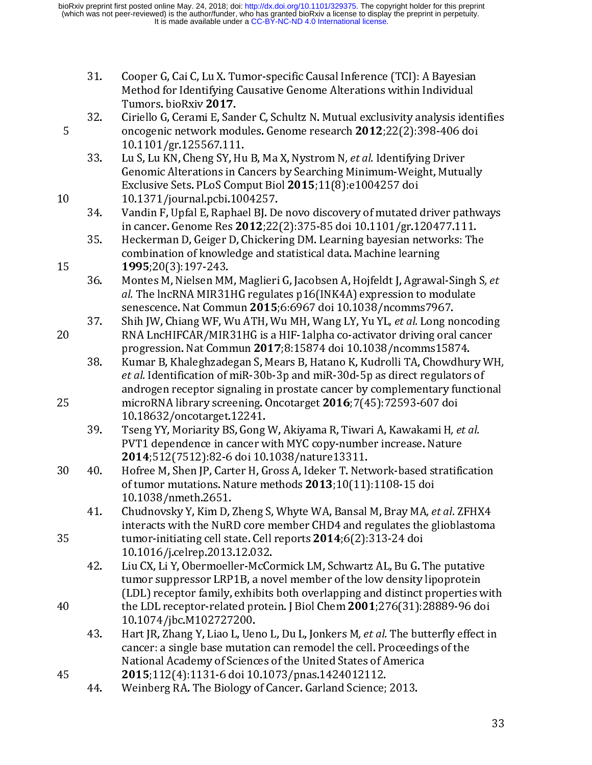31. Cooper G, Cai C, Lu X. Tumor-specific Causal Inference (TCI): A Bayesian Method for Identifying Causative Genome Alterations within Individual Tumors. bioRxiv **2017**.
32. Ciriello G, Cerami E, Sander C, Schultz N. Mutual exclusivity analysis identifies oncogenic network modules. Genome research **2012**;22(2):398-406 doi 10.1101/gr.125567.111.
33. Lu S, Lu KN, Cheng SY, Hu B, Ma X, Nystrom N, *et al.* Identifying Driver Genomic Alterations in Cancers by Searching Minimum-Weight, Mutually Exclusive Sets. PLoS Comput Biol **2015**;11(8):e1004257 doi 10.1371/journal.pcbi.1004257.
34. Vandin F, Upfal E, Raphael BJ. De novo discovery of mutated driver pathways in cancer. Genome Res **2012**;22(2):375-85 doi 10.1101/gr.120477.111.
35. Heckerman D, Geiger D, Chickering DM. Learning bayesian networks: The combination of knowledge and statistical data. Machine learning **1995**;20(3):197-243.
36. Montes M, Nielsen MM, Maglieri G, Jacobsen A, Hojfeldt J, Agrawal-Singh S, *et al.* The lncRNA MIR31HG regulates p16(INK4A) expression to modulate senescence. Nat Commun **2015**;6:6967 doi 10.1038/ncomms7967.
37. Shih JW, Chiang WF, Wu ATH, Wu MH, Wang LY, Yu YL, *et al.* Long noncoding RNA LncHIFCAR/MIR31HG is a HIF-1alpha co-activator driving oral cancer progression. Nat Commun **2017**;8:15874 doi 10.1038/ncomms15874.
38. Kumar B, Khaleghzadegan S, Mears B, Hatano K, Kudrolli TA, Chowdhury WH, *et al.* Identification of miR-30b-3p and miR-30d-5p as direct regulators of androgen receptor signaling in prostate cancer by complementary functional microRNA library screening. Oncotarget **2016**;7(45):72593-607 doi 10.18632/oncotarget.12241.
39. Tseng YY, Moriarity BS, Gong W, Akiyama R, Tiwari A, Kawakami H, *et al.* PVT1 dependence in cancer with MYC copy-number increase. Nature **2014**;512(7512):82-6 doi 10.1038/nature13311.
40. Hofree M, Shen JP, Carter H, Gross A, Ideker T. Network-based stratification of tumor mutations. Nature methods **2013**;10(11):1108-15 doi 10.1038/nmeth.2651.
41. Chudnovsky Y, Kim D, Zheng S, Whyte WA, Bansal M, Bray MA, *et al.* ZFHX4 interacts with the NuRD core member CHD4 and regulates the glioblastoma tumor-initiating cell state. Cell reports **2014**;6(2):313-24 doi 10.1016/j.celrep.2013.12.032.
42. Liu CX, Li Y, Obermoeller-McCormick LM, Schwartz AL, Bu G. The putative tumor suppressor LRP1B, a novel member of the low density lipoprotein (LDL) receptor family, exhibits both overlapping and distinct properties with the LDL receptor-related protein. J Biol Chem **2001**;276(31):28889-96 doi 10.1074/jbc.M102727200.
43. Hart JR, Zhang Y, Liao L, Ueno L, Du L, Jonkers M, *et al.* The butterfly effect in cancer: a single base mutation can remodel the cell. Proceedings of the National Academy of Sciences of the United States of America **2015**;112(4):1131-6 doi 10.1073/pnas.1424012112.
44. Weinberg RA. The Biology of Cancer. Garland Science; 2013.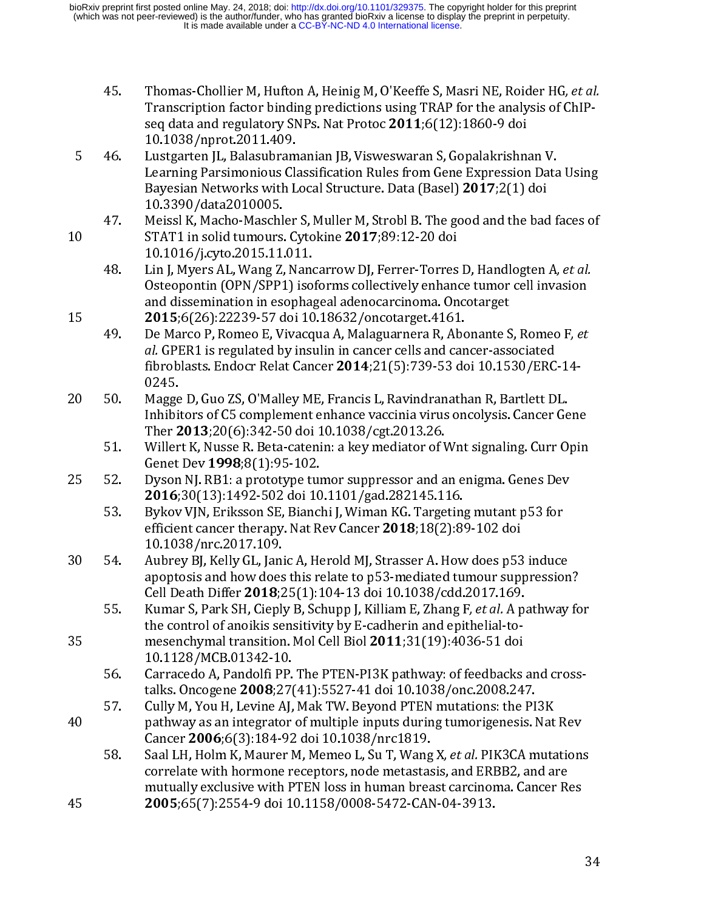45. Thomas-Chollier M, Hufton A, Heinig M, O'Keeffe S, Masri NE, Roider HG, *et al.* Transcription factor binding predictions using TRAP for the analysis of ChIP-seq data and regulatory SNPs. Nat Protoc **2011**;6(12):1860-9 doi 10.1038/nprot.2011.409.
46. Lustgarten JL, Balasubramanian JB, Visweswaran S, Gopalakrishnan V. Learning Parsimonious Classification Rules from Gene Expression Data Using Bayesian Networks with Local Structure. Data (Basel) **2017**;2(1) doi 10.3390/data2010005.
47. Meissl K, Macho-Maschler S, Muller M, Strobl B. The good and the bad faces of STAT1 in solid tumours. Cytokine **2017**;89:12-20 doi 10.1016/j.cyto.2015.11.011.
48. Lin J, Myers AL, Wang Z, Nancarrow DJ, Ferrer-Torres D, Handlogten A, *et al.* Osteopontin (OPN/SPP1) isoforms collectively enhance tumor cell invasion and dissemination in esophageal adenocarcinoma. Oncotarget **2015**;6(26):22239-57 doi 10.18632/oncotarget.4161.
49. De Marco P, Romeo E, Vivacqua A, Malaguarnera R, Abonante S, Romeo F, *et al.* GPER1 is regulated by insulin in cancer cells and cancer-associated fibroblasts. Endocr Relat Cancer **2014**;21(5):739-53 doi 10.1530/ERC-14-0245.
50. Magge D, Guo ZS, O'Malley ME, Francis L, Ravindranathan R, Bartlett DL. Inhibitors of C5 complement enhance vaccinia virus oncolysis. Cancer Gene Ther **2013**;20(6):342-50 doi 10.1038/cgt.2013.26.
51. Willert K, Nusse R. Beta-catenin: a key mediator of Wnt signaling. Curr Opin Genet Dev **1998**;8(1):95-102.
52. Dyson NJ. RB1: a prototype tumor suppressor and an enigma. Genes Dev **2016**;30(13):1492-502 doi 10.1101/gad.282145.116.
53. Bykov VJN, Eriksson SE, Bianchi J, Wiman KG. Targeting mutant p53 for efficient cancer therapy. Nat Rev Cancer **2018**;18(2):89-102 doi 10.1038/nrc.2017.109.
54. Aubrey BJ, Kelly GL, Janic A, Herold MJ, Strasser A. How does p53 induce apoptosis and how does this relate to p53-mediated tumour suppression? Cell Death Differ **2018**;25(1):104-13 doi 10.1038/cdd.2017.169.
55. Kumar S, Park SH, Cieply B, Schupp J, Killiam E, Zhang F, *et al.* A pathway for the control of anoikis sensitivity by E-cadherin and epithelial-to-mesenchymal transition. Mol Cell Biol **2011**;31(19):4036-51 doi 10.1128/MCB.01342-10.
56. Carracedo A, Pandolfi PP. The PTEN-PI3K pathway: of feedbacks and cross-talks. Oncogene **2008**;27(41):5527-41 doi 10.1038/onc.2008.247.
57. Cully M, You H, Levine AJ, Mak TW. Beyond PTEN mutations: the PI3K pathway as an integrator of multiple inputs during tumorigenesis. Nat Rev Cancer **2006**;6(3):184-92 doi 10.1038/nrc1819.
58. Saal LH, Holm K, Maurer M, Memeo L, Su T, Wang X, *et al.* PIK3CA mutations correlate with hormone receptors, node metastasis, and ERBB2, and are mutually exclusive with PTEN loss in human breast carcinoma. Cancer Res **2005**;65(7):2554-9 doi 10.1158/0008-5472-CAN-04-3913.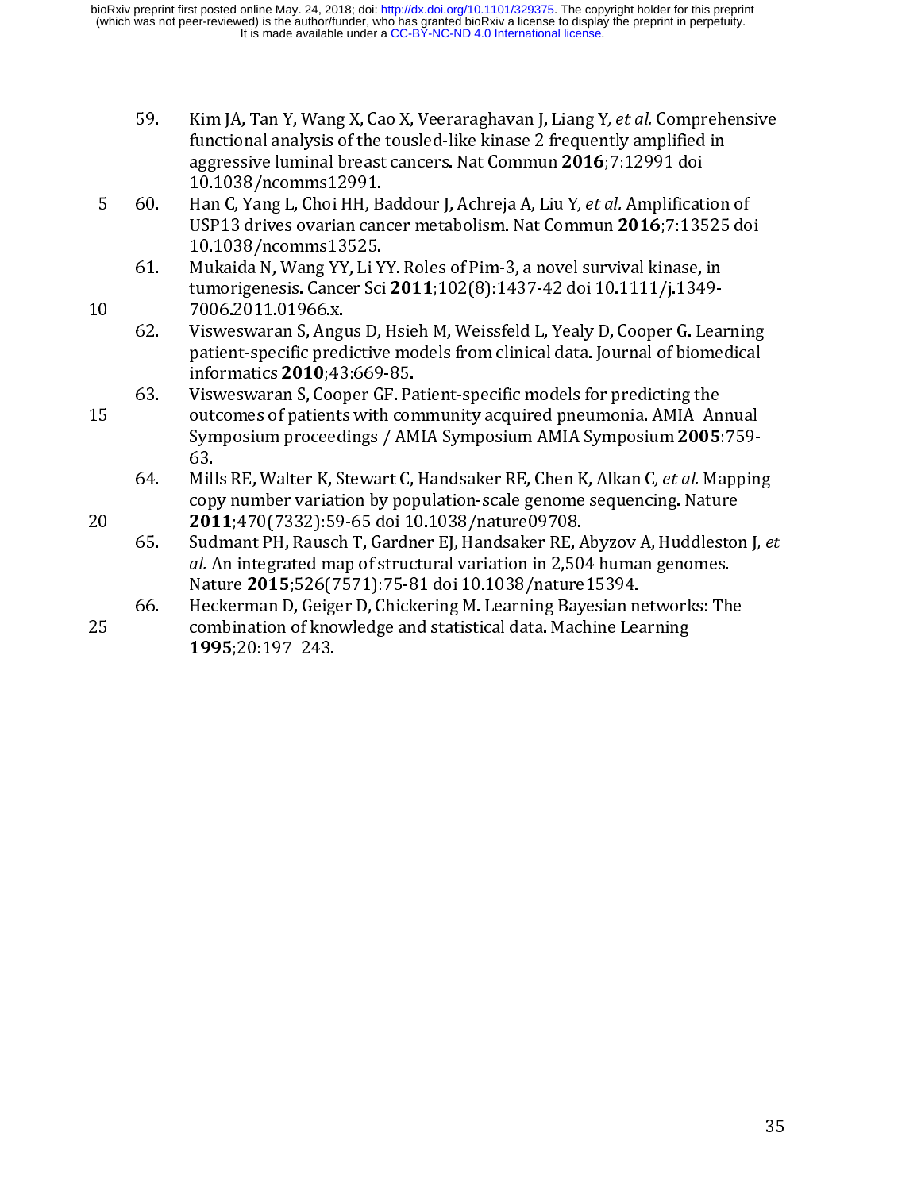59. Kim JA, Tan Y, Wang X, Cao X, Veeraraghavan J, Liang Y, *et al.* Comprehensive functional analysis of the tousled-like kinase 2 frequently amplified in aggressive luminal breast cancers. Nat Commun **2016**;7:12991 doi 10.1038/ncomms12991.
60. Han C, Yang L, Choi HH, Baddour J, Achreja A, Liu Y, *et al.* Amplification of USP13 drives ovarian cancer metabolism. Nat Commun **2016**;7:13525 doi 10.1038/ncomms13525.
61. Mukaida N, Wang YY, Li YY. Roles of Pim-3, a novel survival kinase, in tumorigenesis. Cancer Sci **2011**;102(8):1437-42 doi 10.1111/j.1349-7006.2011.01966.x.
62. Visweswaran S, Angus D, Hsieh M, Weissfeld L, Yealy D, Cooper G. Learning patient-specific predictive models from clinical data. Journal of biomedical informatics **2010**;43:669-85.
63. Visweswaran S, Cooper GF. Patient-specific models for predicting the outcomes of patients with community acquired pneumonia. AMIA Annual Symposium proceedings / AMIA Symposium AMIA Symposium **2005**:759-63.
64. Mills RE, Walter K, Stewart C, Handsaker RE, Chen K, Alkan C, *et al.* Mapping copy number variation by population-scale genome sequencing. Nature **2011**;470(7332):59-65 doi 10.1038/nature09708.
65. Sudmant PH, Rausch T, Gardner EJ, Handsaker RE, Abyzov A, Huddleston J, *et al.* An integrated map of structural variation in 2,504 human genomes. Nature **2015**;526(7571):75-81 doi 10.1038/nature15394.
66. Heckerman D, Geiger D, Chickering M. Learning Bayesian networks: The combination of knowledge and statistical data. Machine Learning **1995**;20:197–243.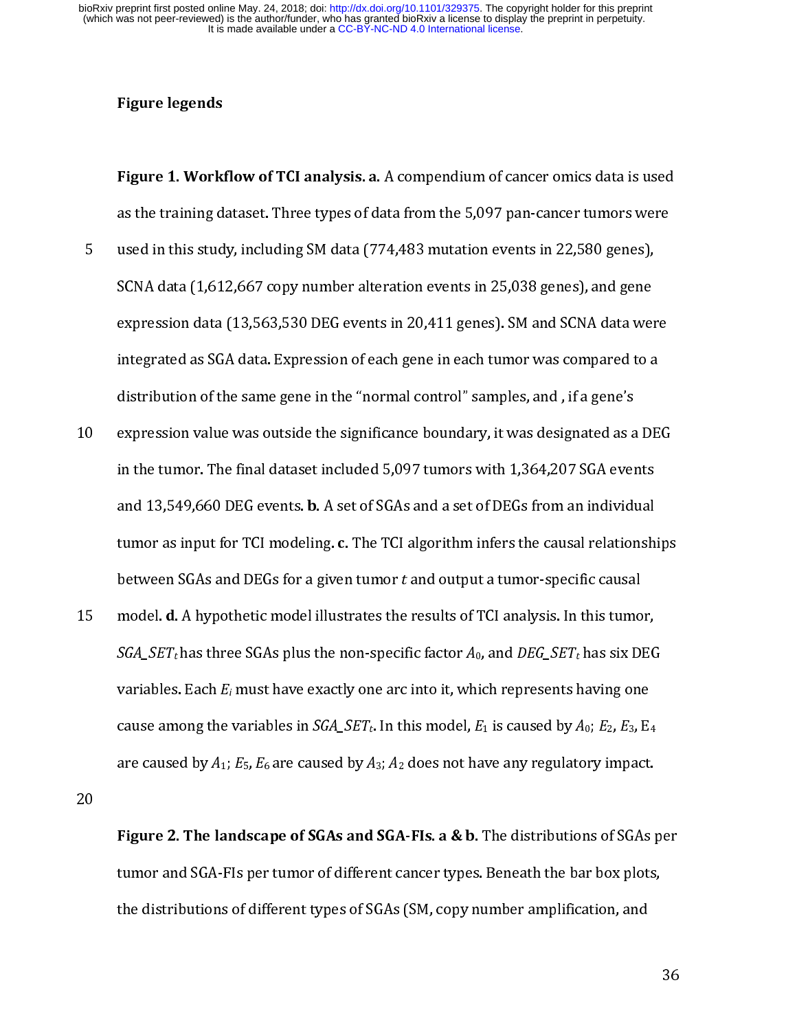## Figure legends

**Figure 1. Workflow of TCI analysis. a.** A compendium of cancer omics data is used as the training dataset. Three types of data from the 5,097 pan-cancer tumors were used in this study, including SM data (774,483 mutation events in 22,580 genes), SCNA data (1,612,667 copy number alteration events in 25,038 genes), and gene expression data (13,563,530 DEG events in 20,411 genes). SM and SCNA data were integrated as SGA data. Expression of each gene in each tumor was compared to a distribution of the same gene in the "normal control" samples, and , if a gene's expression value was outside the significance boundary, it was designated as a DEG in the tumor. The final dataset included 5,097 tumors with 1,364,207 SGA events and 13,549,660 DEG events. **b.** A set of SGAs and a set of DEGs from an individual tumor as input for TCI modeling. **c.** The TCI algorithm infers the causal relationships between SGAs and DEGs for a given tumor $t$ and output a tumor-specific causal model. **d.** A hypothetic model illustrates the results of TCI analysis. In this tumor, $SGA\_SET_t$ has three SGAs plus the non-specific factor $A_0$, and $DEG\_SET_t$ has six DEG variables. Each $E_i$ must have exactly one arc into it, which represents having one cause among the variables in $SGA\_SET_t$. In this model, $E_1$ is caused by $A_0$; $E_2$, $E_3$, $E_4$ are caused by $A_1$; $E_5$, $E_6$ are caused by $A_3$; $A_2$ does not have any regulatory impact.

**Figure 2. The landscape of SGAs and SGA-FIs. a & b.** The distributions of SGAs per tumor and SGA-FIs per tumor of different cancer types. Beneath the bar box plots, the distributions of different types of SGAs (SM, copy number amplification, and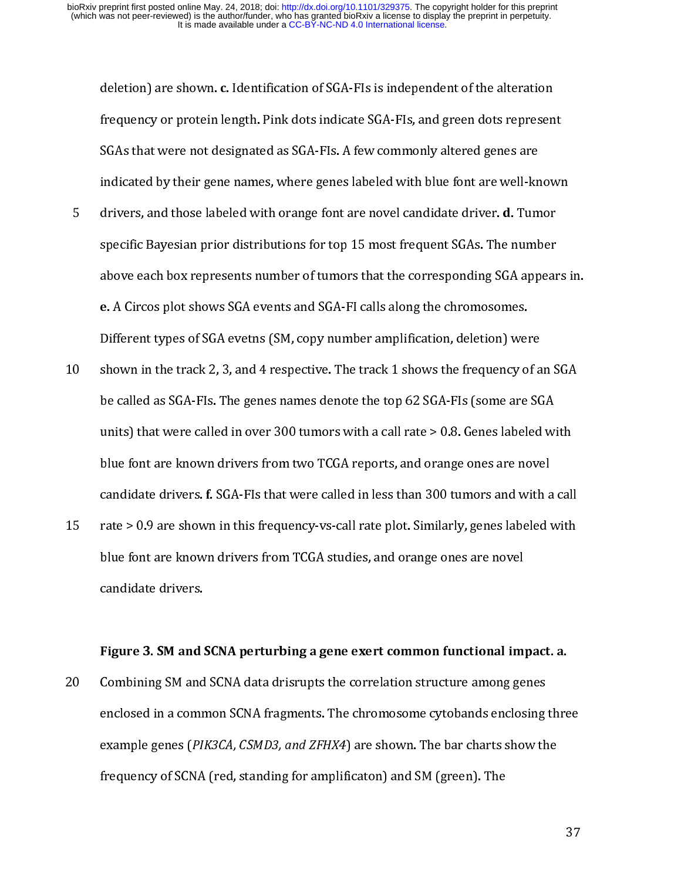deletion) are shown. **c.** Identification of SGA-FIs is independent of the alteration frequency or protein length. Pink dots indicate SGA-FIs, and green dots represent SGAs that were not designated as SGA-FIs. A few commonly altered genes are indicated by their gene names, where genes labeled with blue font are well-known drivers, and those labeled with orange font are novel candidate driver. **d.** Tumor specific Bayesian prior distributions for top 15 most frequent SGAs. The number above each box represents number of tumors that the corresponding SGA appears in. **e.** A Circos plot shows SGA events and SGA-FI calls along the chromosomes. Different types of SGA evetns (SM, copy number amplification, deletion) were shown in the track 2, 3, and 4 respective. The track 1 shows the frequency of an SGA be called as SGA-FIs. The genes names denote the top 62 SGA-FIs (some are SGA units) that were called in over 300 tumors with a call rate > 0.8. Genes labeled with blue font are known drivers from two TCGA reports, and orange ones are novel candidate drivers. **f.** SGA-FIs that were called in less than 300 tumors and with a call rate > 0.9 are shown in this frequency-vs-call rate plot. Similarly, genes labeled with blue font are known drivers from TCGA studies, and orange ones are novel candidate drivers.

**Figure 3. SM and SCNA perturbing a gene exert common functional impact. a.** Combining SM and SCNA data drisrupts the correlation structure among genes enclosed in a common SCNA fragments. The chromosome cytobands enclosing three example genes (*PIK3CA, CSMD3, and ZFHX4*) are shown. The bar charts show the frequency of SCNA (red, standing for amplificaton) and SM (green). The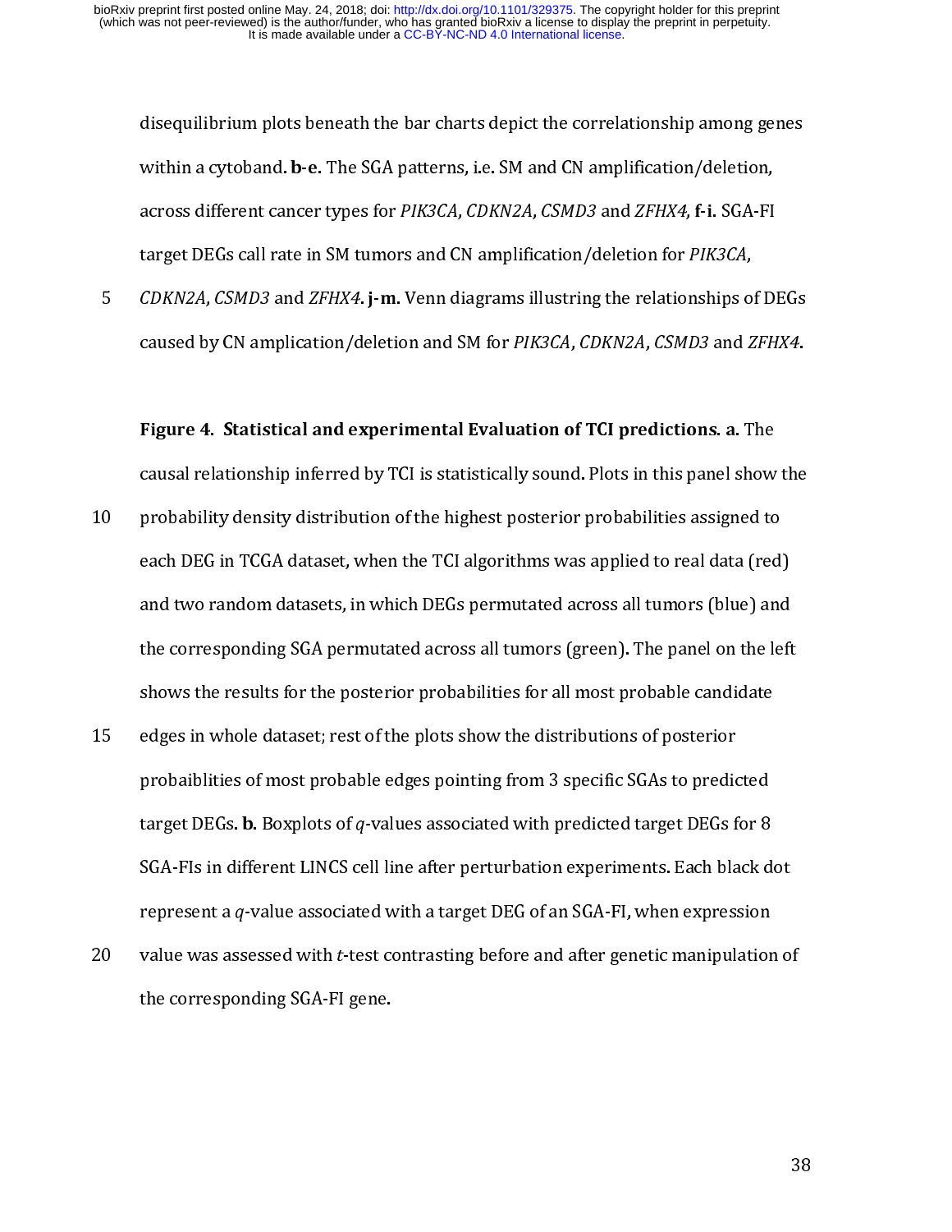disequilibrium plots beneath the bar charts depict the correlationship among genes within a cytoband. **b-e.** The SGA patterns, i.e. SM and CN amplification/deletion, across different cancer types for *PIK3CA*, *CDKN2A*, *CSMD3* and *ZFHX4*, **f-i.** SGA-FI target DEGs call rate in SM tumors and CN amplification/deletion for *PIK3CA*, *CDKN2A*, *CSMD3* and *ZFHX4*. **j-m.** Venn diagrams illustring the relationships of DEGs caused by CN amplication/deletion and SM for *PIK3CA*, *CDKN2A*, *CSMD3* and *ZFHX4*.

**Figure 4. Statistical and experimental Evaluation of TCI predictions. a.** The causal relationship inferred by TCI is statistically sound. Plots in this panel show the probability density distribution of the highest posterior probabilities assigned to each DEG in TCGA dataset, when the TCI algorithms was applied to real data (red) and two random datasets, in which DEGs permutated across all tumors (blue) and the corresponding SGA permutated across all tumors (green). The panel on the left shows the results for the posterior probabilities for all most probable candidate edges in whole dataset; rest of the plots show the distributions of posterior probaiblities of most probable edges pointing from 3 specific SGAs to predicted target DEGs. **b.** Boxplots of $q$-values associated with predicted target DEGs for 8 SGA-FIs in different LINCS cell line after perturbation experiments. Each black dot represent a $q$-value associated with a target DEG of an SGA-FI, when expression value was assessed with $t$-test contrasting before and after genetic manipulation of the corresponding SGA-FI gene.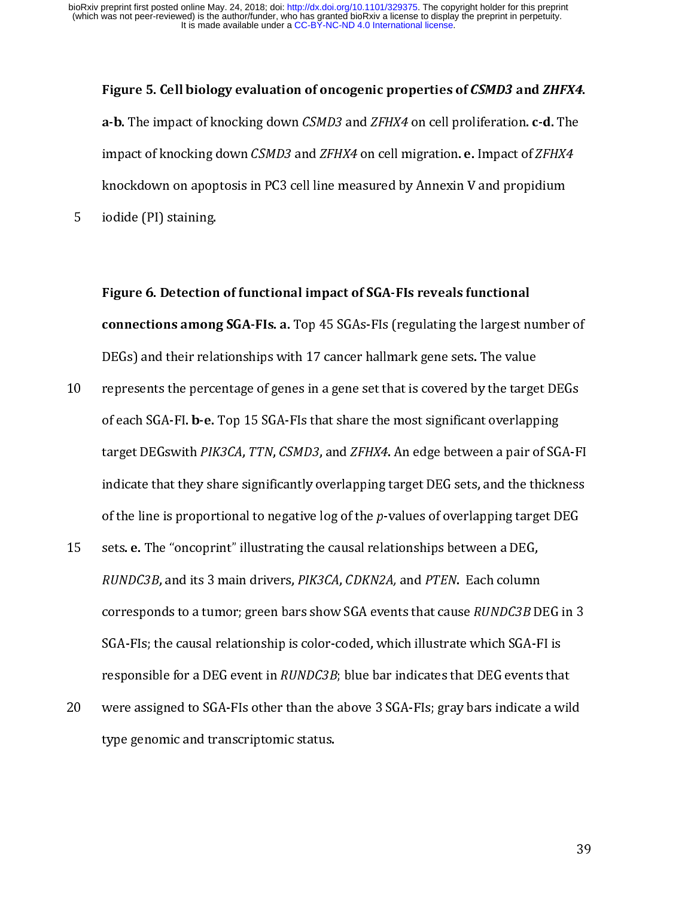**Figure 5. Cell biology evaluation of oncogenic properties of *CSMD3* and *ZHFX4*.** **a-b.** The impact of knocking down *CSMD3* and *ZFHX4* on cell proliferation. **c-d.** The impact of knocking down *CSMD3* and *ZFHX4* on cell migration. **e.** Impact of *ZFHX4* knockdown on apoptosis in PC3 cell line measured by Annexin V and propidium iodide (PI) staining.

**Figure 6. Detection of functional impact of SGA-FIs reveals functional connections among SGA-FIs. a.** Top 45 SGAs-FIs (regulating the largest number of DEGs) and their relationships with 17 cancer hallmark gene sets. The value represents the percentage of genes in a gene set that is covered by the target DEGs of each SGA-FI. **b-e.** Top 15 SGA-FIs that share the most significant overlapping target DEGswith *PIK3CA*, *TTN*, *CSMD3*, and *ZFHX4*. An edge between a pair of SGA-FI indicate that they share significantly overlapping target DEG sets, and the thickness of the line is proportional to negative log of the *p*-values of overlapping target DEG sets. **e.** The "oncoprint" illustrating the causal relationships between a DEG, *RUNDC3B*, and its 3 main drivers, *PIK3CA*, *CDKN2A,* and *PTEN*. Each column corresponds to a tumor; green bars show SGA events that cause *RUNDC3B* DEG in 3 SGA-FIs; the causal relationship is color-coded, which illustrate which SGA-FI is responsible for a DEG event in *RUNDC3B*; blue bar indicates that DEG events that were assigned to SGA-FIs other than the above 3 SGA-FIs; gray bars indicate a wild type genomic and transcriptomic status.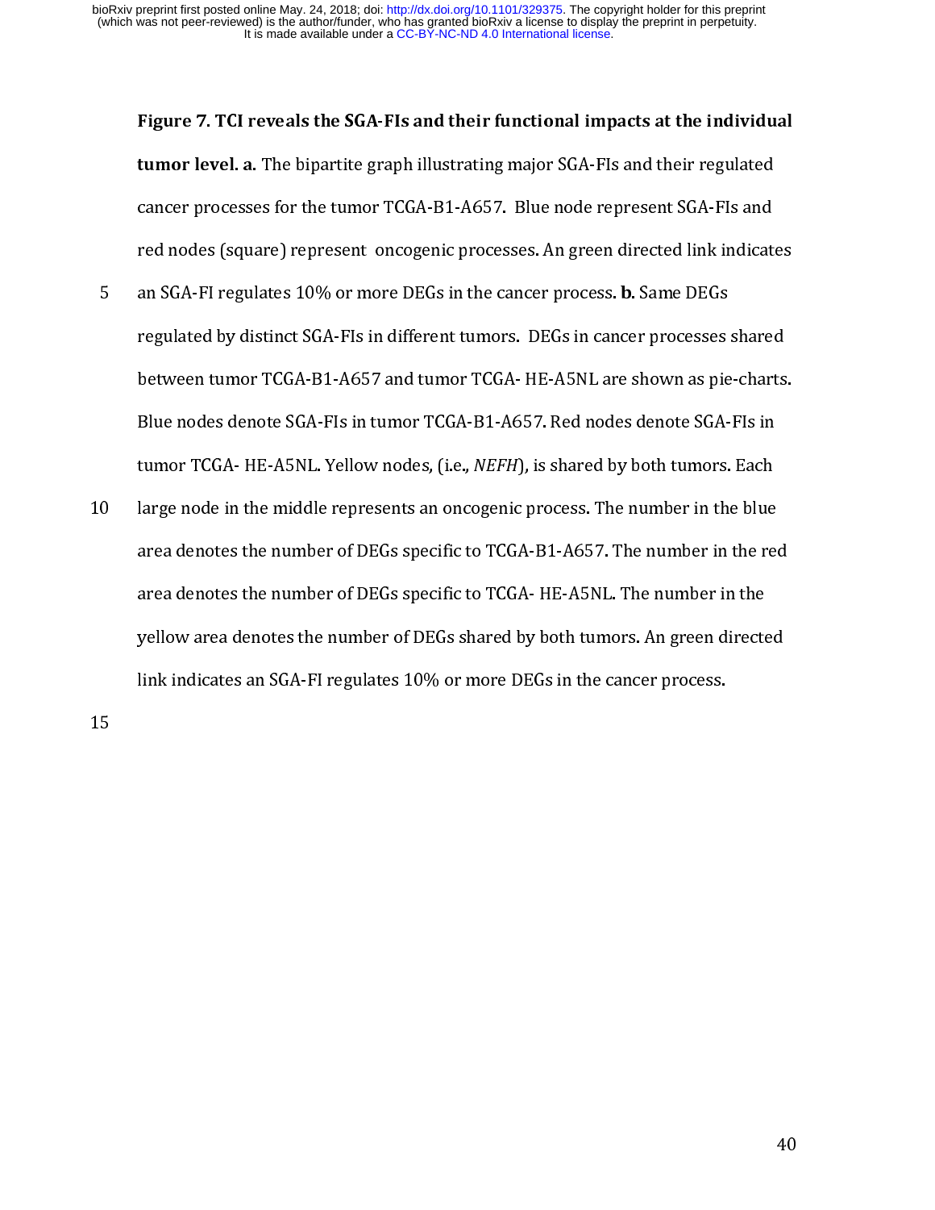**Figure 7. TCI reveals the SGA-FIs and their functional impacts at the individual tumor level. a.** The bipartite graph illustrating major SGA-FIs and their regulated cancer processes for the tumor TCGA-B1-A657. Blue node represent SGA-FIs and red nodes (square) represent oncogenic processes. An green directed link indicates an SGA-FI regulates 10% or more DEGs in the cancer process. **b.** Same DEGs regulated by distinct SGA-FIs in different tumors. DEGs in cancer processes shared between tumor TCGA-B1-A657 and tumor TCGA- HE-A5NL are shown as pie-charts. Blue nodes denote SGA-FIs in tumor TCGA-B1-A657. Red nodes denote SGA-FIs in tumor TCGA- HE-A5NL. Yellow nodes, (i.e., *NEFH*), is shared by both tumors. Each large node in the middle represents an oncogenic process. The number in the blue area denotes the number of DEGs specific to TCGA-B1-A657. The number in the red area denotes the number of DEGs specific to TCGA- HE-A5NL. The number in the yellow area denotes the number of DEGs shared by both tumors. An green directed link indicates an SGA-FI regulates 10% or more DEGs in the cancer process.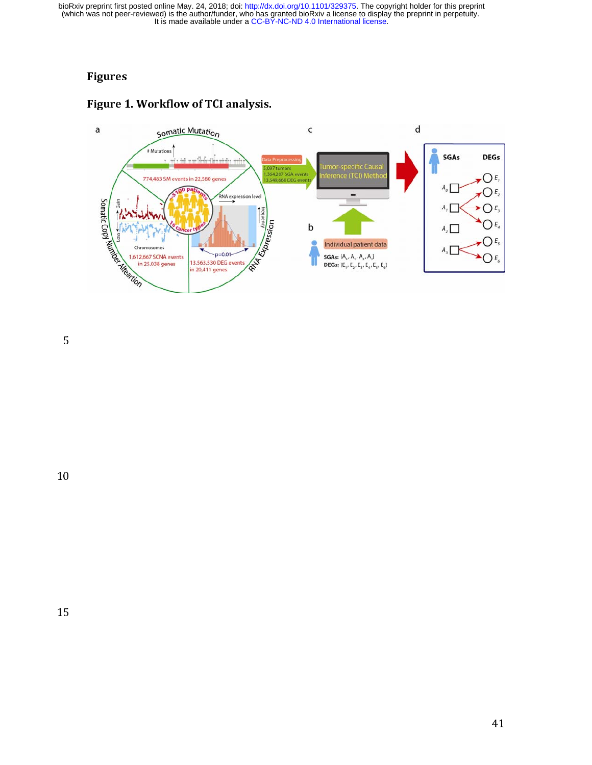# Figures

## Figure 1. Workflow of TCI analysis.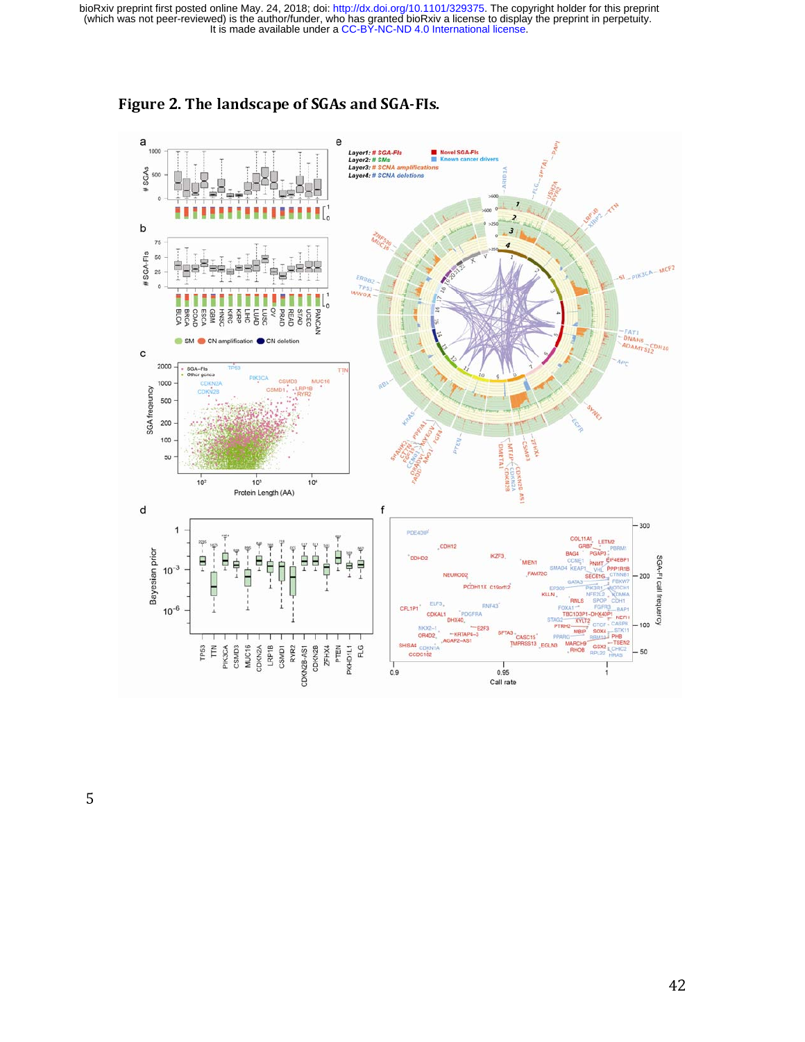# Figure 2. The landscape of *SGAs* and *SGA-FIs*.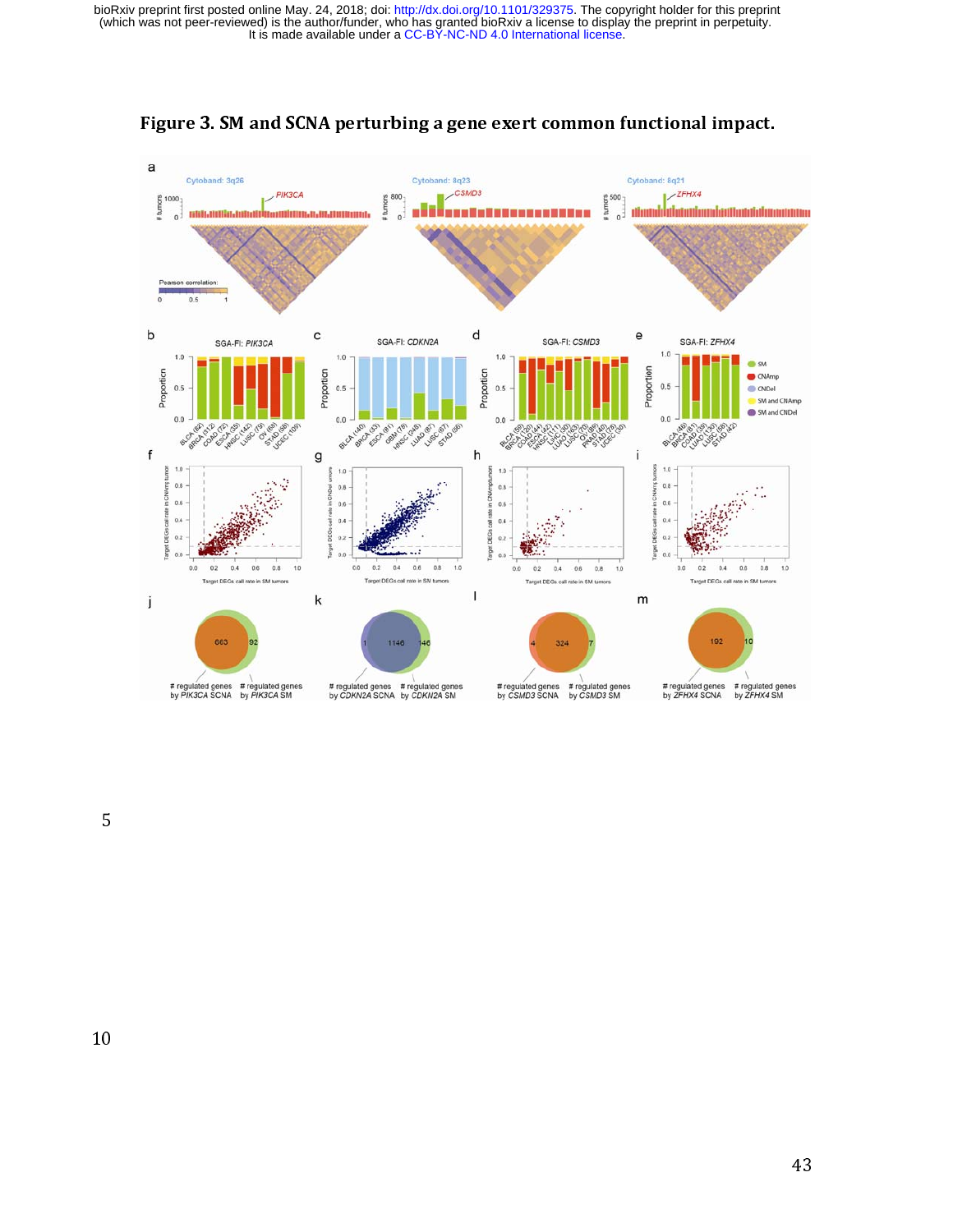**Figure 3. SM and SCNA perturbing a gene exert common functional impact.**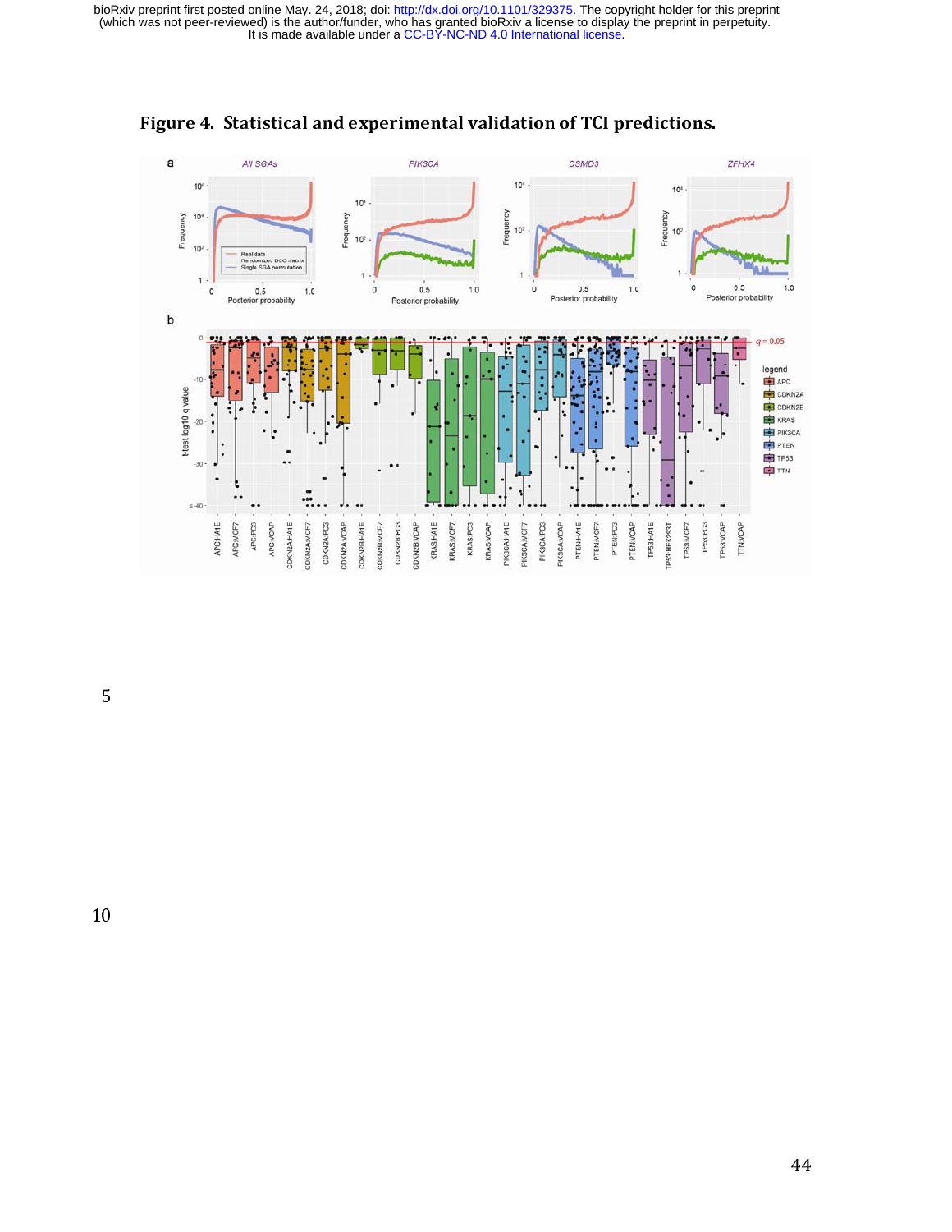# Figure 4. Statistical and experimental validation of TCI predictions.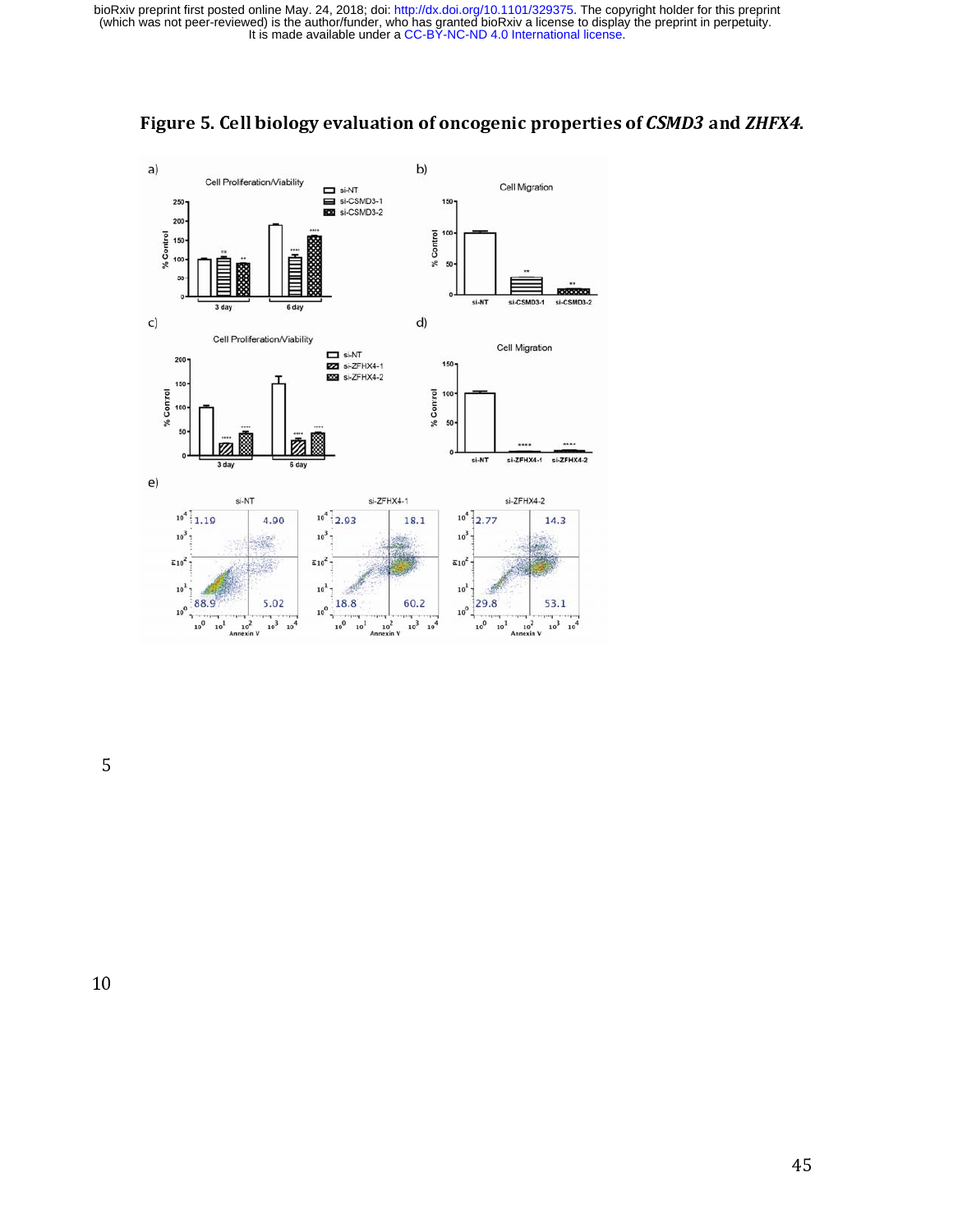**Figure 5. Cell biology evaluation of oncogenic properties of *CSMD3* and *ZHFX4*.**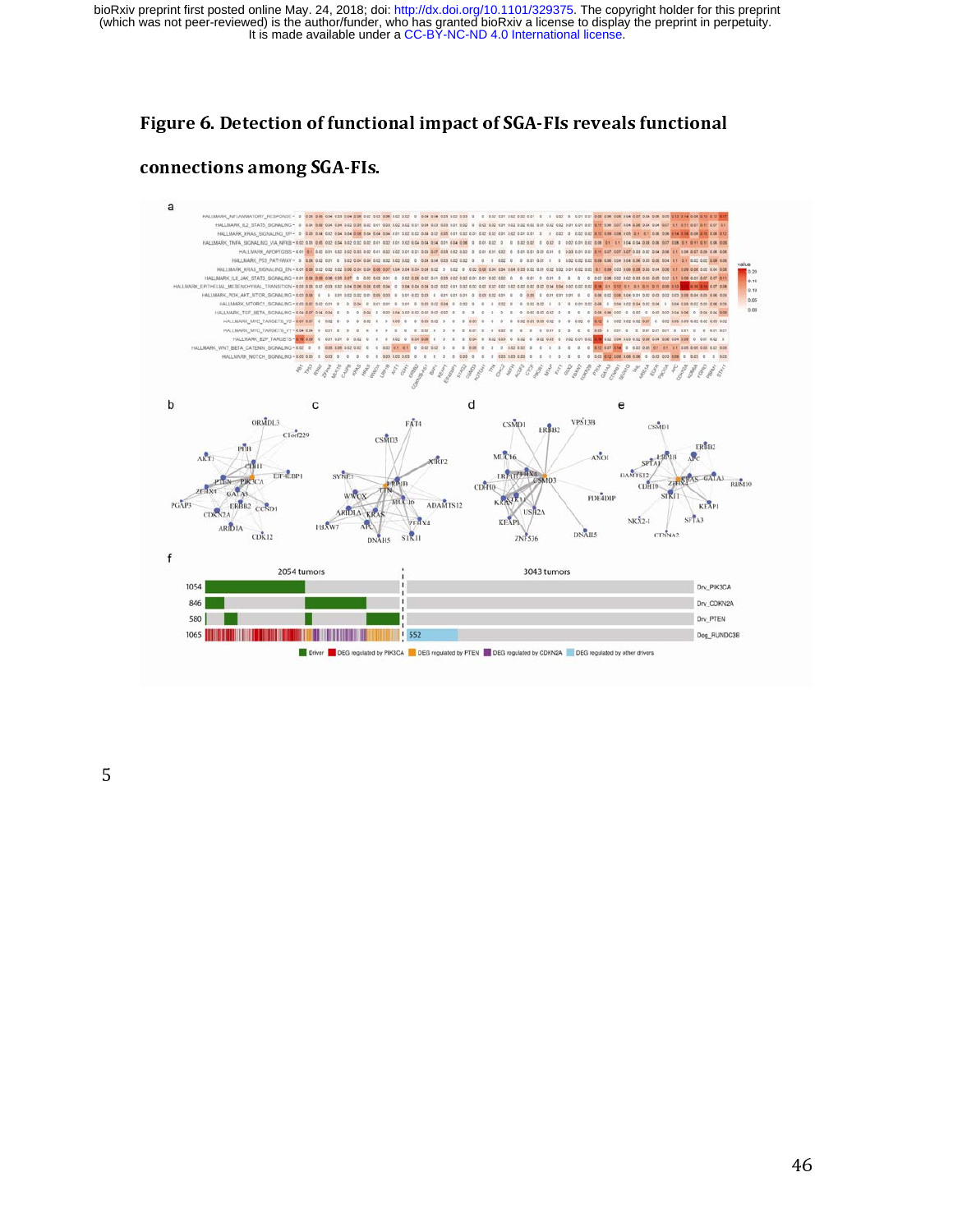# Figure 6. Detection of functional impact of SGA-FIs reveals functional connections among SGA-FIs.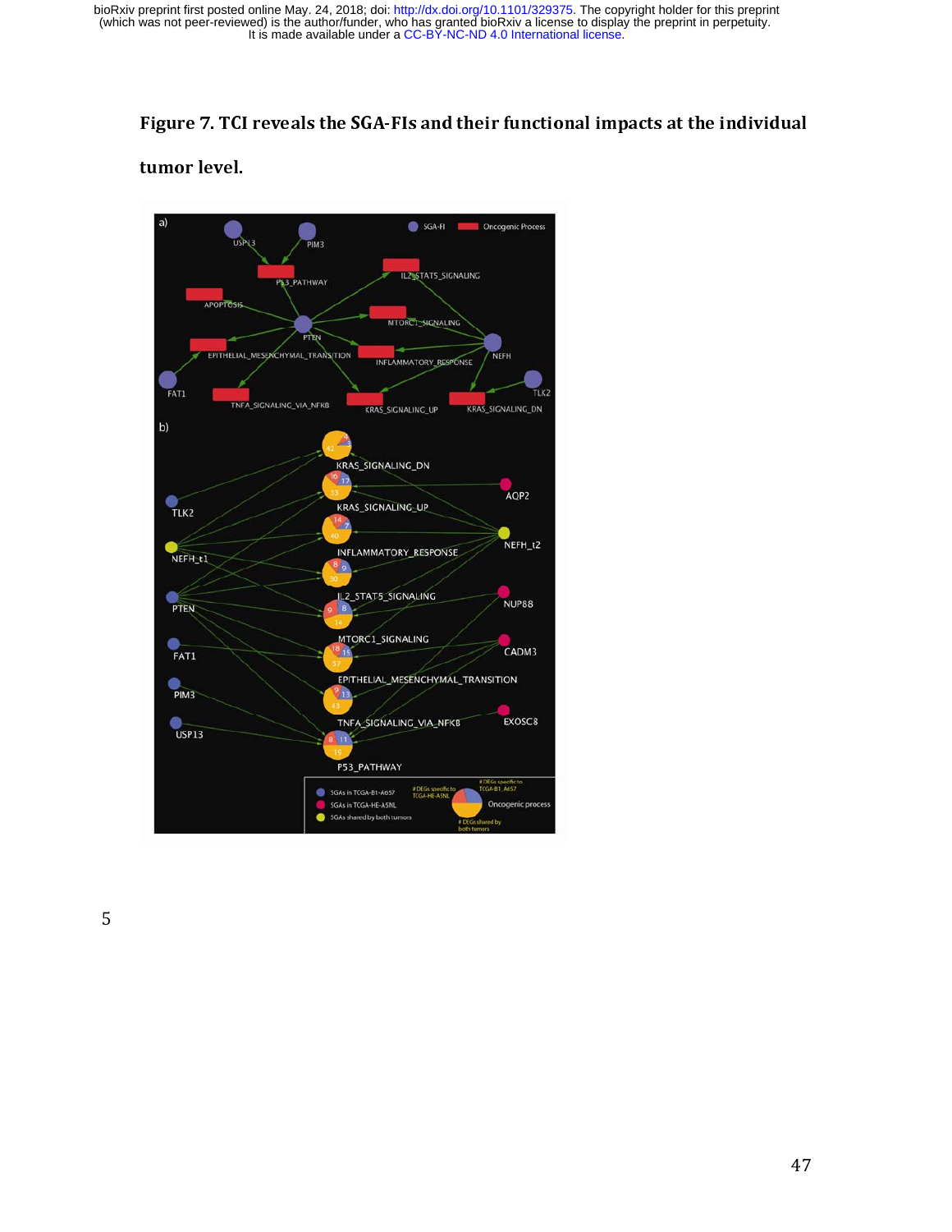**Figure 7. TCI reveals the SGA-FIs and their functional impacts at the individual tumor level.**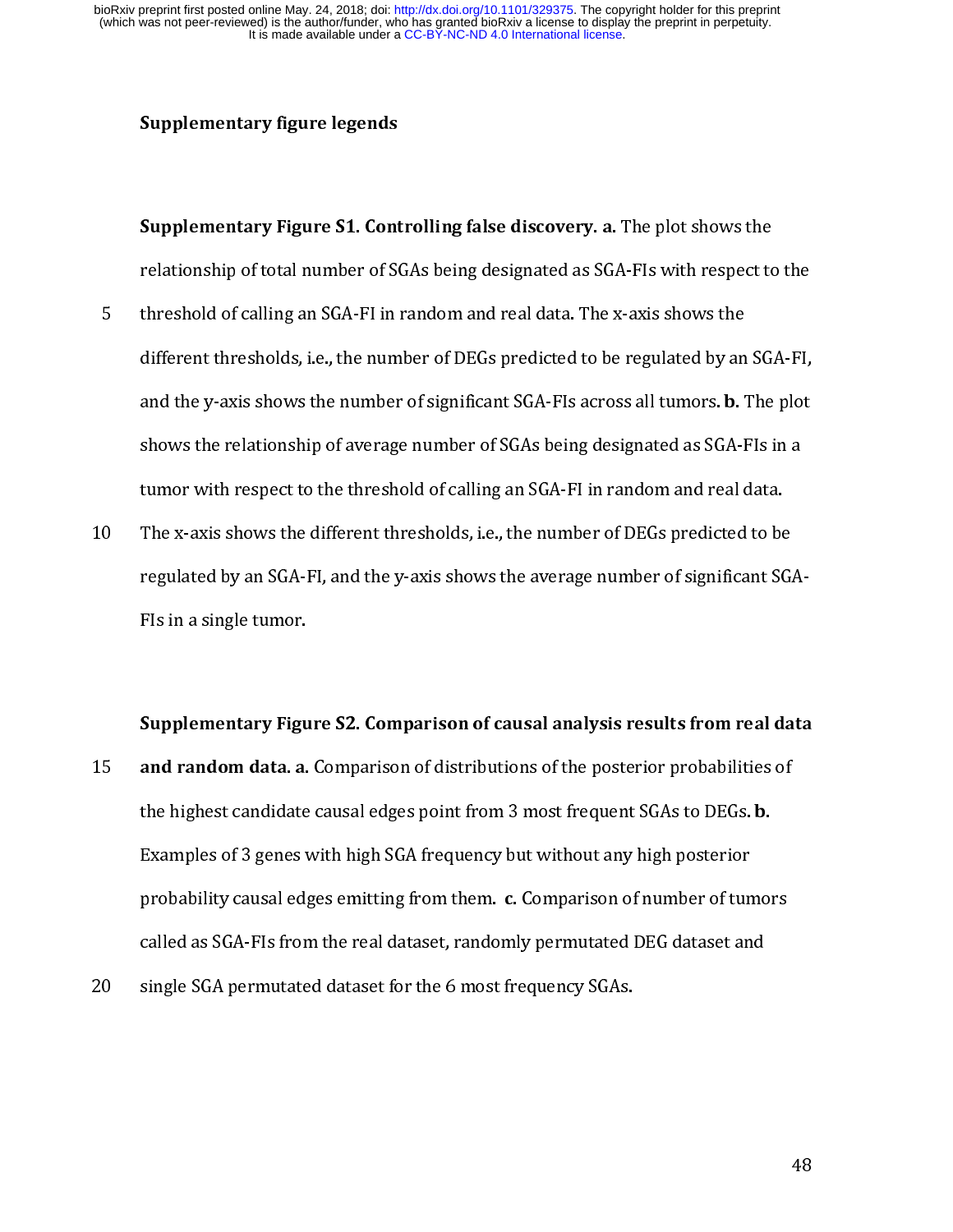## Supplementary figure legends

**Supplementary Figure S1. Controlling false discovery. a.** The plot shows the relationship of total number of SGAs being designated as SGA-FIs with respect to the threshold of calling an SGA-FI in random and real data. The x-axis shows the different thresholds, i.e., the number of DEGs predicted to be regulated by an SGA-FI, and the y-axis shows the number of significant SGA-FIs across all tumors. **b.** The plot shows the relationship of average number of SGAs being designated as SGA-FIs in a tumor with respect to the threshold of calling an SGA-FI in random and real data. The x-axis shows the different thresholds, i.e., the number of DEGs predicted to be regulated by an SGA-FI, and the y-axis shows the average number of significant SGA-FIs in a single tumor.

**Supplementary Figure S2. Comparison of causal analysis results from real data and random data. a.** Comparison of distributions of the posterior probabilities of the highest candidate causal edges point from 3 most frequent SGAs to DEGs. **b.** Examples of 3 genes with high SGA frequency but without any high posterior probability causal edges emitting from them. **c.** Comparison of number of tumors called as SGA-FIs from the real dataset, randomly permutated DEG dataset and single SGA permutated dataset for the 6 most frequency SGAs.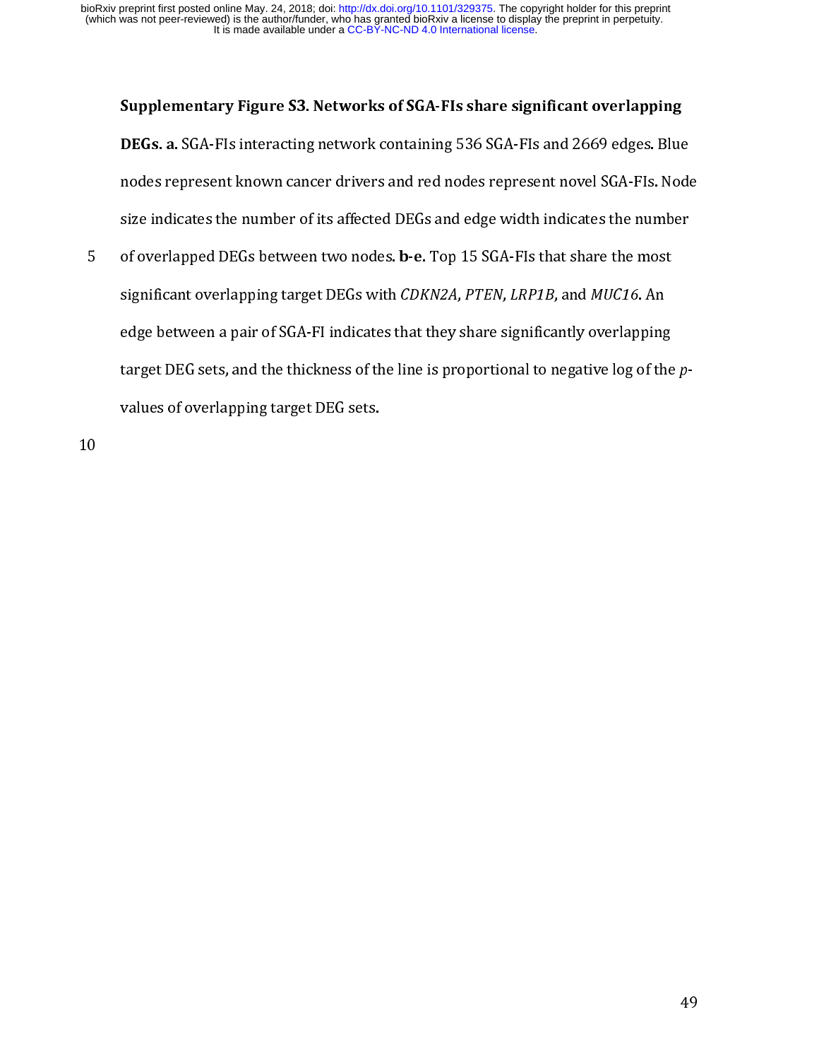**Supplementary Figure S3. Networks of SGA-FIs share significant overlapping DEGs. a.** SGA-FIs interacting network containing 536 SGA-FIs and 2669 edges. Blue nodes represent known cancer drivers and red nodes represent novel SGA-FIs. Node size indicates the number of its affected DEGs and edge width indicates the number of overlapped DEGs between two nodes. **b-e.** Top 15 SGA-FIs that share the most significant overlapping target DEGs with *CDKN2A*, *PTEN*, *LRP1B*, and *MUC16*. An edge between a pair of SGA-FI indicates that they share significantly overlapping target DEG sets, and the thickness of the line is proportional to negative log of the *p*-values of overlapping target DEG sets.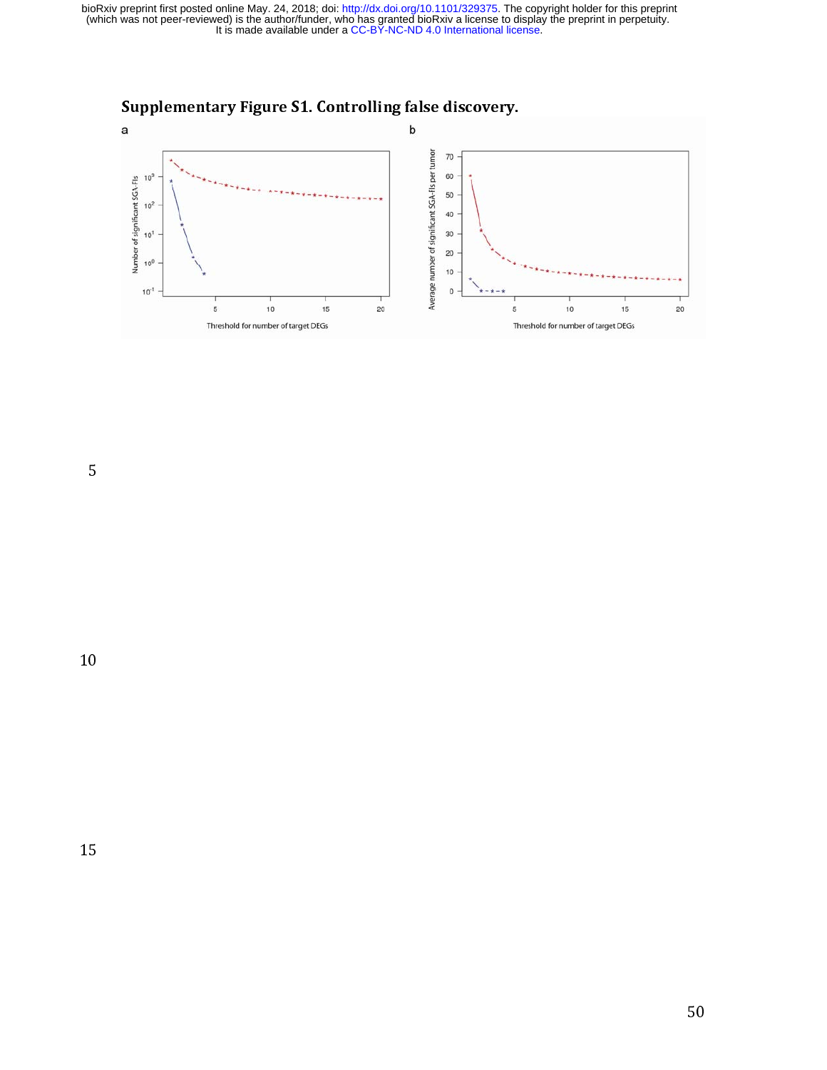**Supplementary Figure S1. Controlling false discovery.**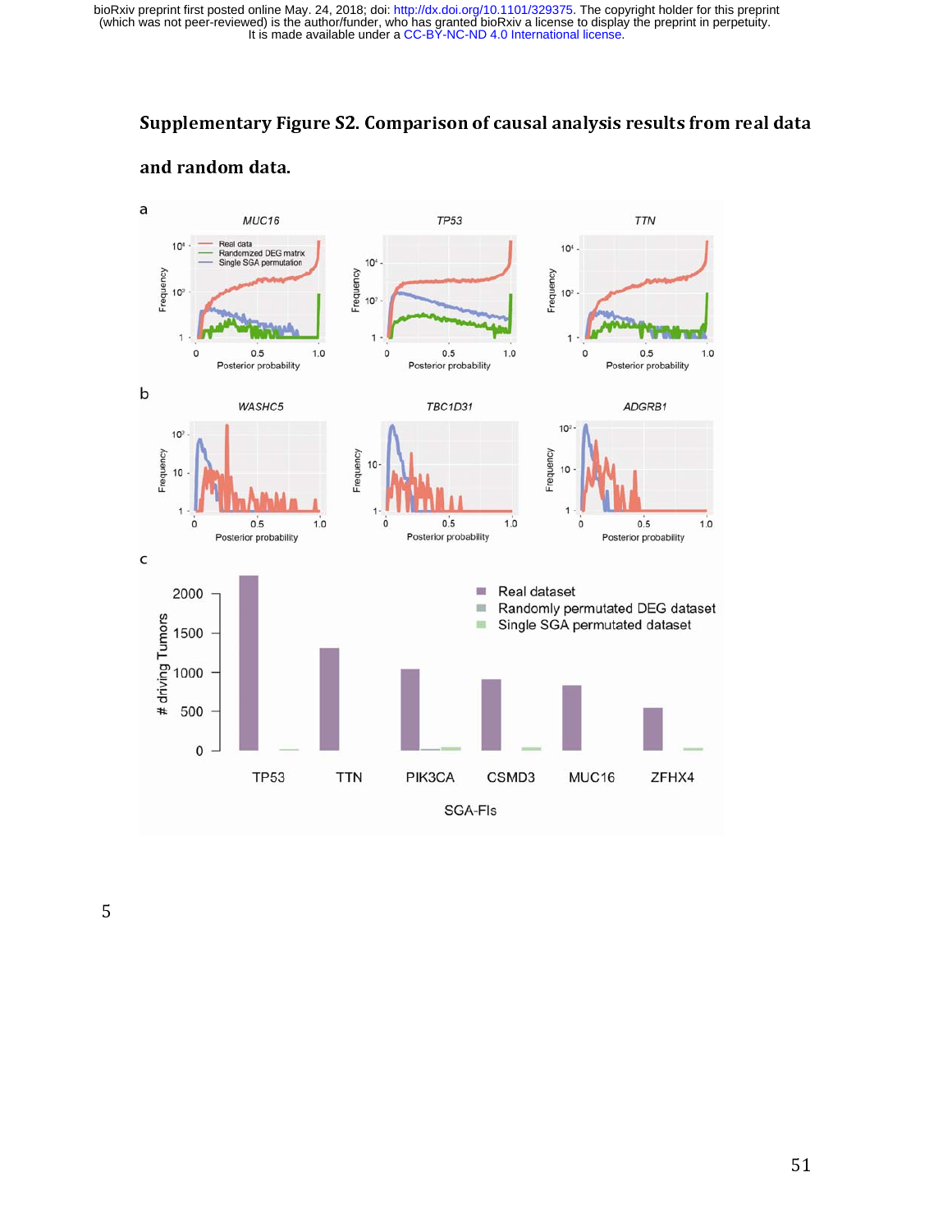**Supplementary Figure S2. Comparison of causal analysis results from real data and random data.**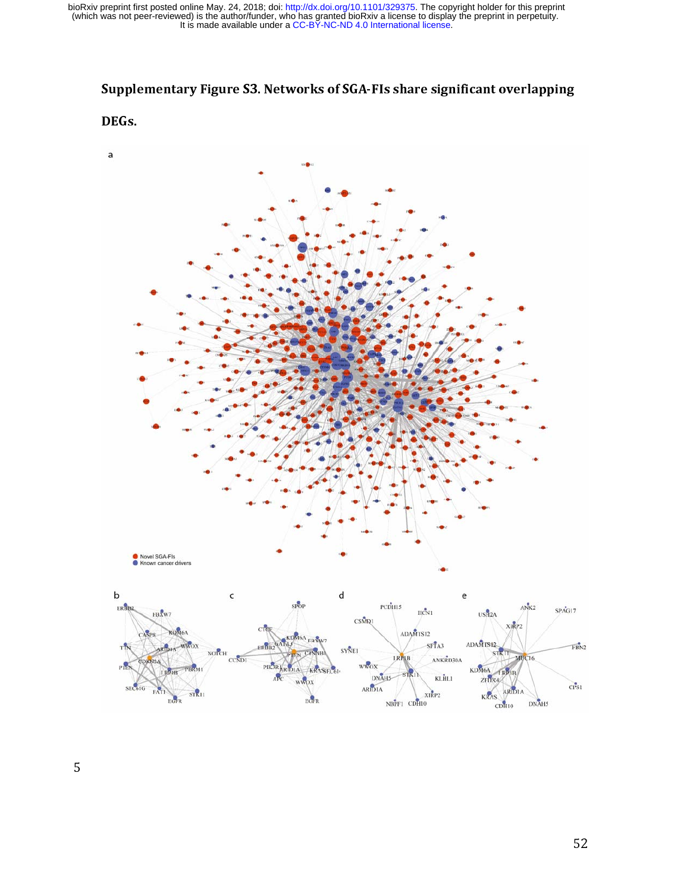**Supplementary Figure S3. Networks of SGA-FIs share significant overlapping DEGs.**

5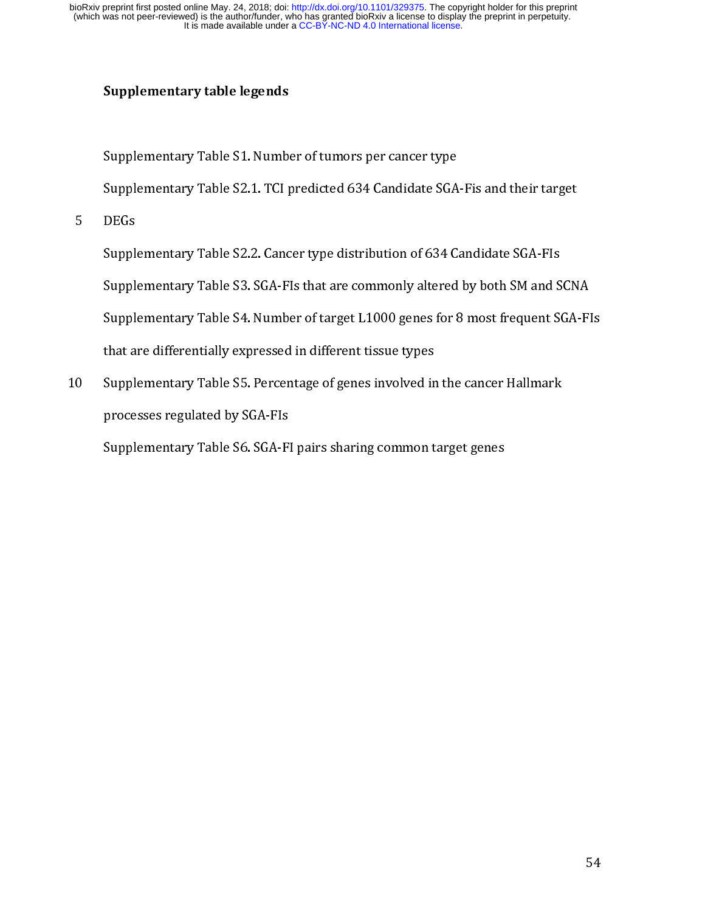## Supplementary table legends

Supplementary Table S1. Number of tumors per cancer type

Supplementary Table S2.1. TCI predicted 634 Candidate SGA-Fis and their target DEGs

Supplementary Table S2.2. Cancer type distribution of 634 Candidate SGA-FIs

Supplementary Table S3. SGA-FIs that are commonly altered by both SM and SCNA

Supplementary Table S4. Number of target L1000 genes for 8 most frequent SGA-FIs that are differentially expressed in different tissue types

Supplementary Table S5. Percentage of genes involved in the cancer Hallmark processes regulated by SGA-FIs

Supplementary Table S6. SGA-FI pairs sharing common target genes